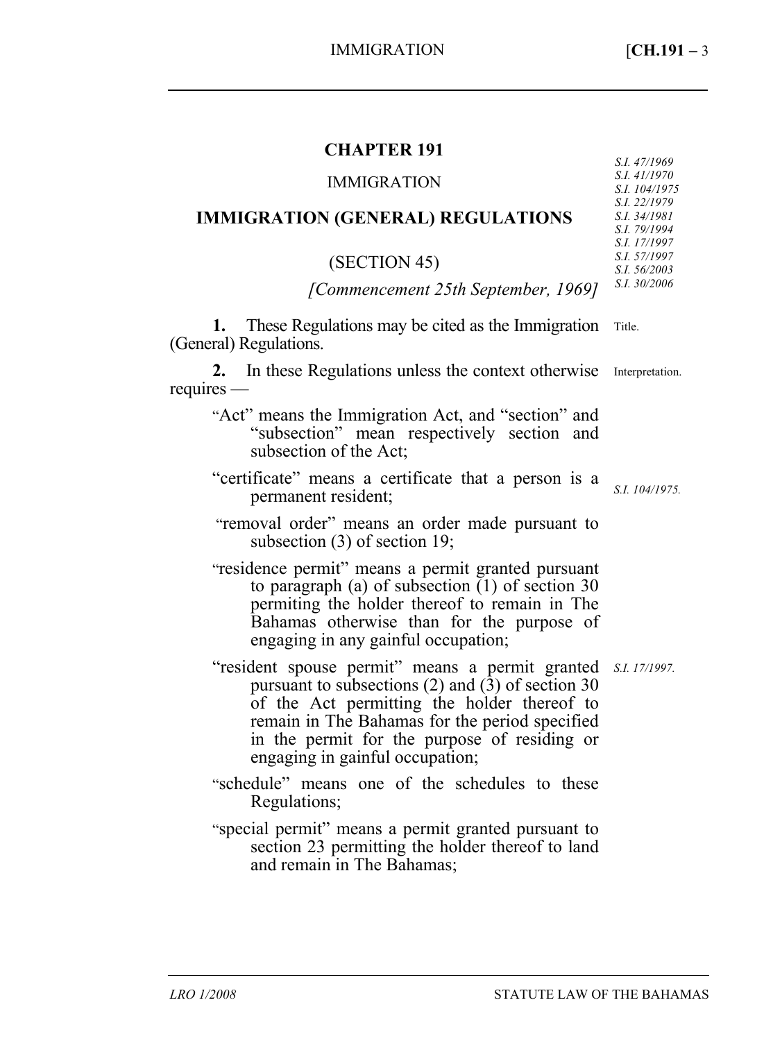# CHAPTER 191

## IMMIGRATION

## IMMIGRATION (GENERAL) REGULATIONS

(SECTION 45)

*[Commencement 25th September, 1969]*

*S.I. 47/1969*
*S.I. 41/1970*
*S.I. 104/1975*
*S.I. 22/1979*
*S.I. 34/1981*
*S.I. 79/1994*
*S.I. 17/1997*
*S.I. 57/1997*
*S.I. 56/2003*
*S.I. 30/2006*

Title.

**1.** These Regulations may be cited as the Immigration (General) Regulations.

Interpretation.

**2.** In these Regulations unless the context otherwise requires —

"Act" means the Immigration Act, and "section" and "subsection" mean respectively section and subsection of the Act;

"certificate" means a certificate that a person is a permanent resident; *S.I. 104/1975.*

"removal order" means an order made pursuant to subsection (3) of section 19;

"residence permit" means a permit granted pursuant to paragraph (a) of subsection (1) of section 30 permiting the holder thereof to remain in The Bahamas otherwise than for the purpose of engaging in any gainful occupation;

"resident spouse permit" means a permit granted pursuant to subsections (2) and (3) of section 30 of the Act permitting the holder thereof to remain in The Bahamas for the period specified in the permit for the purpose of residing or engaging in gainful occupation; *S.I. 17/1997.*

"schedule" means one of the schedules to these Regulations;

"special permit" means a permit granted pursuant to section 23 permitting the holder thereof to land and remain in The Bahamas;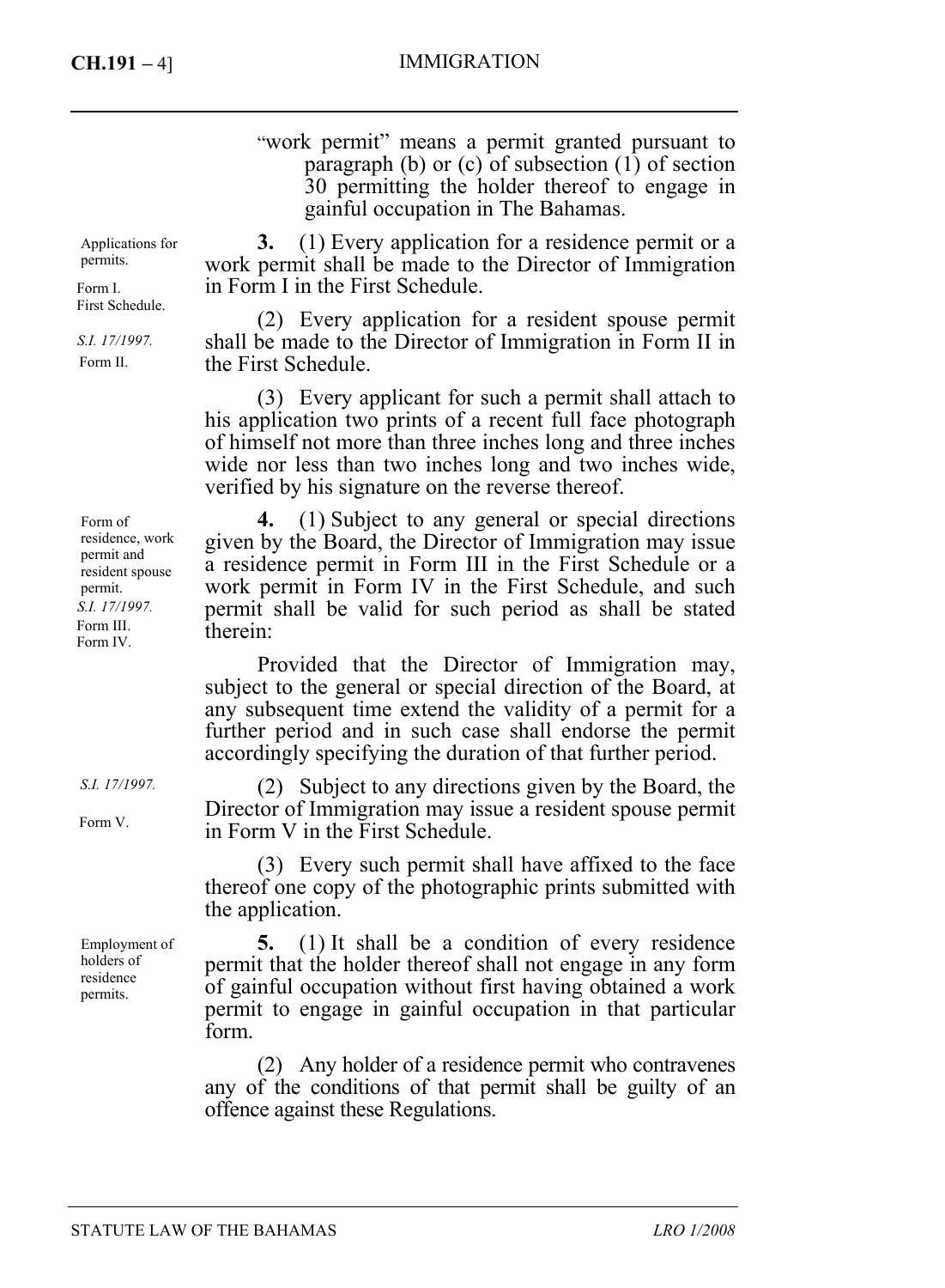"work permit" means a permit granted pursuant to paragraph (b) or (c) of subsection (1) of section 30 permitting the holder thereof to engage in gainful occupation in The Bahamas.

Applications for permits.

Form I. First Schedule.

**3.** (1) Every application for a residence permit or a work permit shall be made to the Director of Immigration in Form I in the First Schedule.

*S.I. 17/1997.* Form II.

(2) Every application for a resident spouse permit shall be made to the Director of Immigration in Form II in the First Schedule.

(3) Every applicant for such a permit shall attach to his application two prints of a recent full face photograph of himself not more than three inches long and three inches wide nor less than two inches long and two inches wide, verified by his signature on the reverse thereof.

Form of residence, work permit and resident spouse permit. *S.I. 17/1997.* Form III. Form IV.

**4.** (1) Subject to any general or special directions given by the Board, the Director of Immigration may issue a residence permit in Form III in the First Schedule or a work permit in Form IV in the First Schedule, and such permit shall be valid for such period as shall be stated therein:

Provided that the Director of Immigration may, subject to the general or special direction of the Board, at any subsequent time extend the validity of a permit for a further period and in such case shall endorse the permit accordingly specifying the duration of that further period.

*S.I. 17/1997.* Form V.

(2) Subject to any directions given by the Board, the Director of Immigration may issue a resident spouse permit in Form V in the First Schedule.

(3) Every such permit shall have affixed to the face thereof one copy of the photographic prints submitted with the application.

Employment of holders of residence permits.

**5.** (1) It shall be a condition of every residence permit that the holder thereof shall not engage in any form of gainful occupation without first having obtained a work permit to engage in gainful occupation in that particular form.

(2) Any holder of a residence permit who contravenes any of the conditions of that permit shall be guilty of an offence against these Regulations.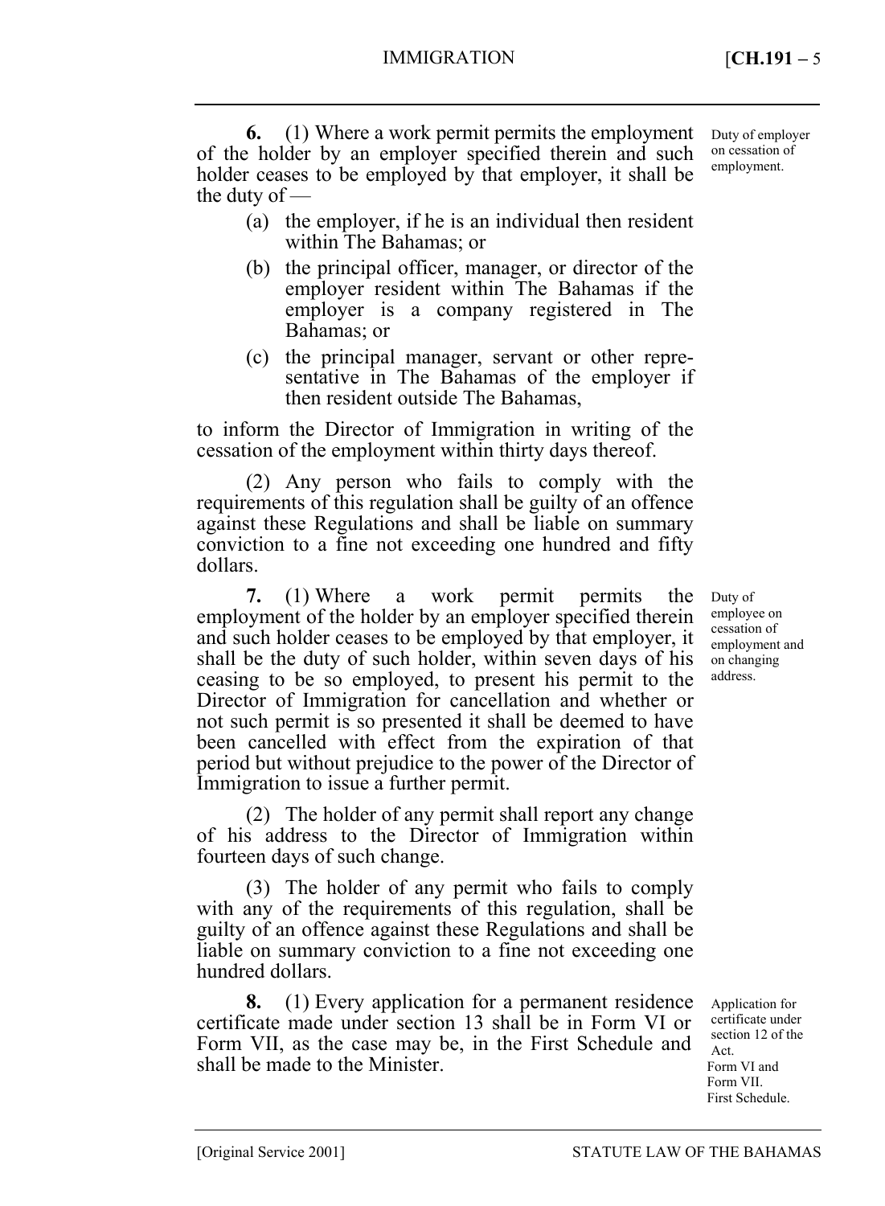**6.** (1) Where a work permit permits the employment of the holder by an employer specified therein and such holder ceases to be employed by that employer, it shall be the duty of —

*Duty of employer on cessation of employment.*

(a) the employer, if he is an individual then resident within The Bahamas; or

(b) the principal officer, manager, or director of the employer resident within The Bahamas if the employer is a company registered in The Bahamas; or

(c) the principal manager, servant or other representative in The Bahamas of the employer if then resident outside The Bahamas,

to inform the Director of Immigration in writing of the cessation of the employment within thirty days thereof.

(2) Any person who fails to comply with the requirements of this regulation shall be guilty of an offence against these Regulations and shall be liable on summary conviction to a fine not exceeding one hundred and fifty dollars.

**7.** (1) Where a work permit permits the employment of the holder by an employer specified therein and such holder ceases to be employed by that employer, it shall be the duty of such holder, within seven days of his ceasing to be so employed, to present his permit to the Director of Immigration for cancellation and whether or not such permit is so presented it shall be deemed to have been cancelled with effect from the expiration of that period but without prejudice to the power of the Director of Immigration to issue a further permit.

*Duty of employee on cessation of employment and on changing address.*

(2) The holder of any permit shall report any change of his address to the Director of Immigration within fourteen days of such change.

(3) The holder of any permit who fails to comply with any of the requirements of this regulation, shall be guilty of an offence against these Regulations and shall be liable on summary conviction to a fine not exceeding one hundred dollars.

**8.** (1) Every application for a permanent residence certificate made under section 13 shall be in Form VI or Form VII, as the case may be, in the First Schedule and shall be made to the Minister.

*Application for certificate under section 12 of the Act.*
*Form VI and Form VII.*
*First Schedule.*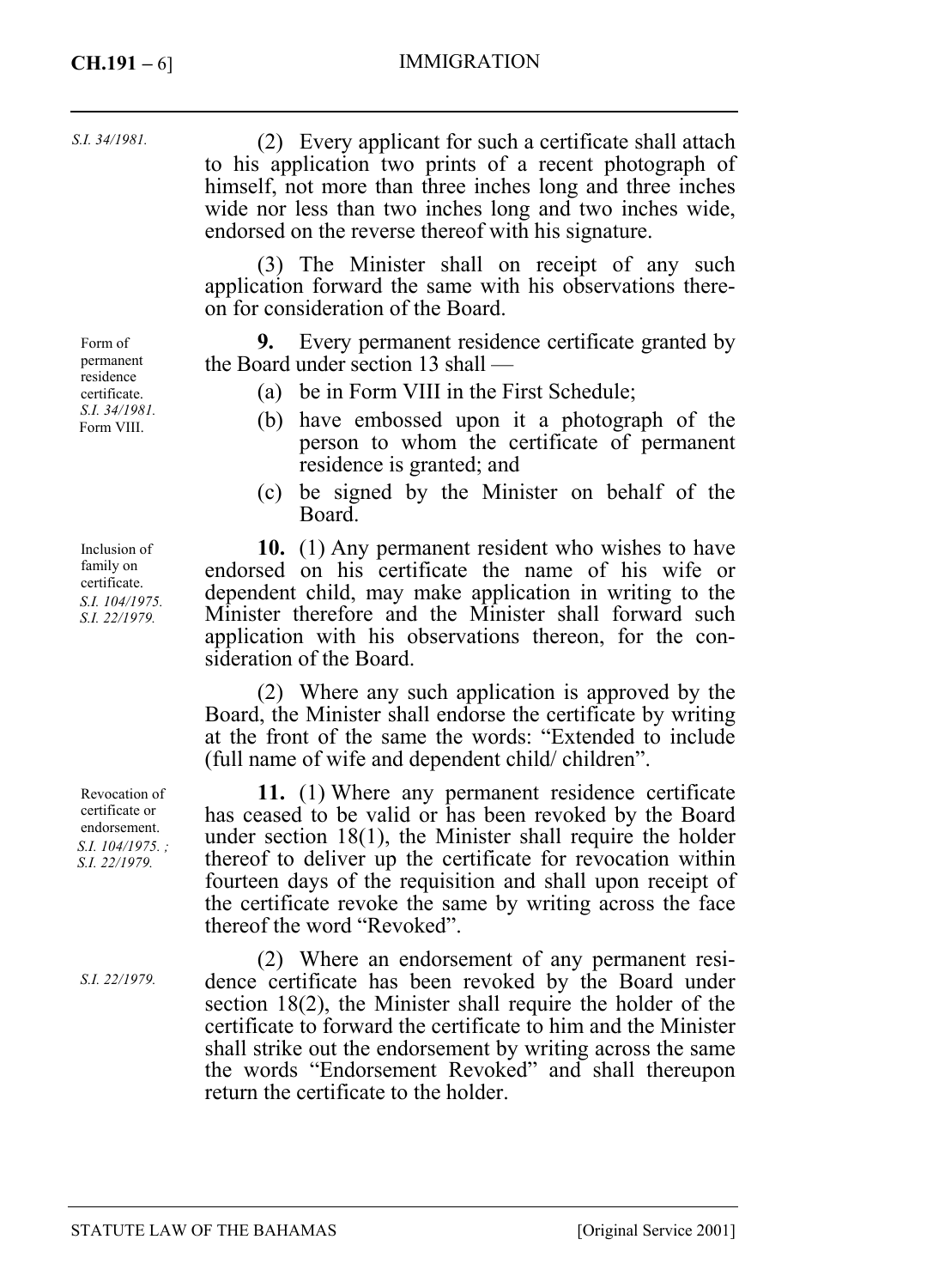*S.I. 34/1981.*

(2) Every applicant for such a certificate shall attach to his application two prints of a recent photograph of himself, not more than three inches long and three inches wide nor less than two inches long and two inches wide, endorsed on the reverse thereof with his signature.

(3) The Minister shall on receipt of any such application forward the same with his observations thereon for consideration of the Board.

Form of permanent residence certificate. *S.I. 34/1981.* Form VIII.

**9.** Every permanent residence certificate granted by the Board under section 13 shall —

(a) be in Form VIII in the First Schedule;

(b) have embossed upon it a photograph of the person to whom the certificate of permanent residence is granted; and

(c) be signed by the Minister on behalf of the Board.

Inclusion of family on certificate. *S.I. 104/1975. S.I. 22/1979.*

**10.** (1) Any permanent resident who wishes to have endorsed on his certificate the name of his wife or dependent child, may make application in writing to the Minister therefore and the Minister shall forward such application with his observations thereon, for the consideration of the Board.

(2) Where any such application is approved by the Board, the Minister shall endorse the certificate by writing at the front of the same the words: "Extended to include (full name of wife and dependent child/ children".

Revocation of certificate or endorsement. *S.I. 104/1975. ; S.I. 22/1979.*

**11.** (1) Where any permanent residence certificate has ceased to be valid or has been revoked by the Board under section 18(1), the Minister shall require the holder thereof to deliver up the certificate for revocation within fourteen days of the requisition and shall upon receipt of the certificate revoke the same by writing across the face thereof the word "Revoked".

*S.I. 22/1979.*

(2) Where an endorsement of any permanent residence certificate has been revoked by the Board under section 18(2), the Minister shall require the holder of the certificate to forward the certificate to him and the Minister shall strike out the endorsement by writing across the same the words "Endorsement Revoked" and shall thereupon return the certificate to the holder.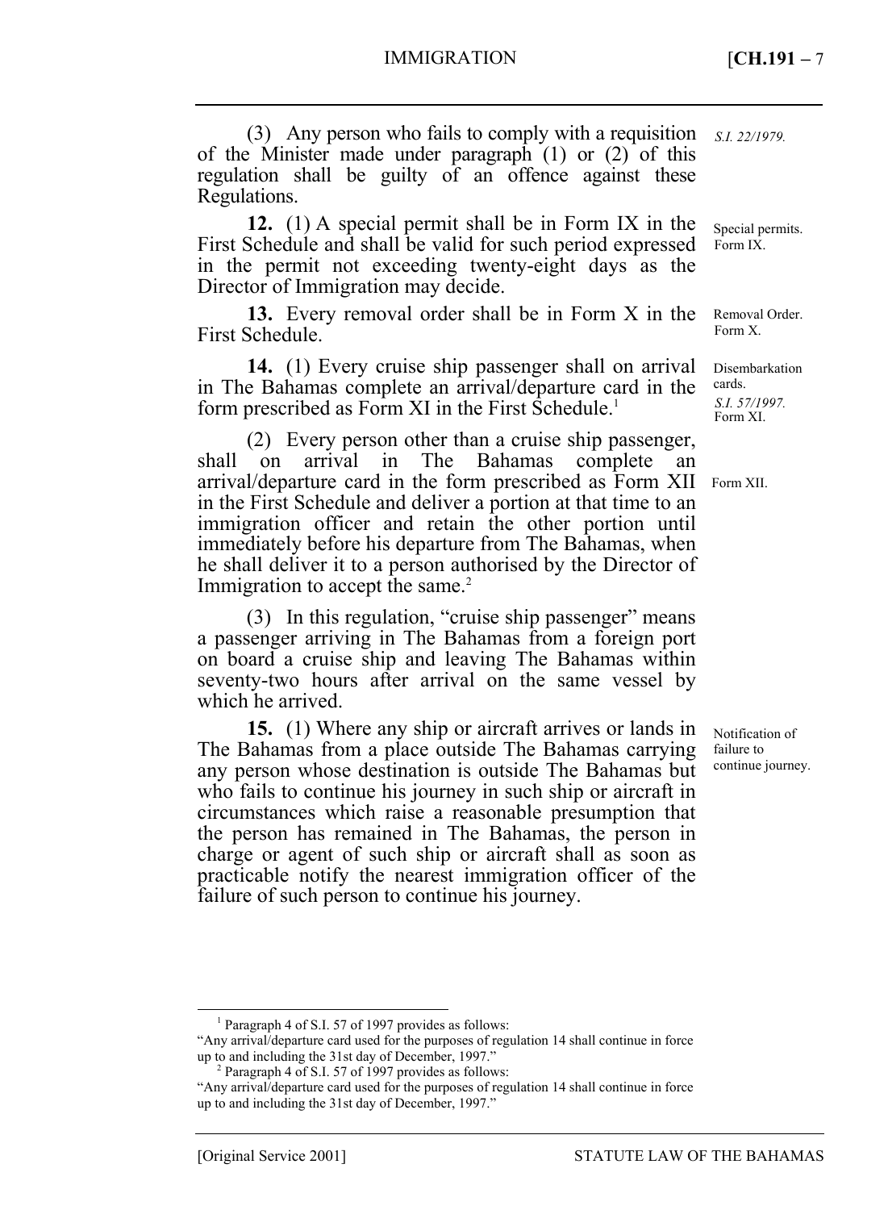(3) Any person who fails to comply with a requisition of the Minister made under paragraph (1) or (2) of this regulation shall be guilty of an offence against these Regulations.

*S.I. 22/1979.*

**12.** (1) A special permit shall be in Form IX in the First Schedule and shall be valid for such period expressed in the permit not exceeding twenty-eight days as the Director of Immigration may decide.

Special permits. Form IX.

**13.** Every removal order shall be in Form X in the First Schedule.

Removal Order. Form X.

**14.** (1) Every cruise ship passenger shall on arrival in The Bahamas complete an arrival/departure card in the form prescribed as Form XI in the First Schedule.[1]

Disembarkation cards. *S.I. 57/1997.* Form XI.

(2) Every person other than a cruise ship passenger, shall on arrival in The Bahamas complete an arrival/departure card in the form prescribed as Form XII in the First Schedule and deliver a portion at that time to an immigration officer and retain the other portion until immediately before his departure from The Bahamas, when he shall deliver it to a person authorised by the Director of Immigration to accept the same.[2]

Form XII.

(3) In this regulation, "cruise ship passenger" means a passenger arriving in The Bahamas from a foreign port on board a cruise ship and leaving The Bahamas within seventy-two hours after arrival on the same vessel by which he arrived.

**15.** (1) Where any ship or aircraft arrives or lands in The Bahamas from a place outside The Bahamas carrying any person whose destination is outside The Bahamas but who fails to continue his journey in such ship or aircraft in circumstances which raise a reasonable presumption that the person has remained in The Bahamas, the person in charge or agent of such ship or aircraft shall as soon as practicable notify the nearest immigration officer of the failure of such person to continue his journey.

Notification of failure to continue journey.

---

[1] Paragraph 4 of S.I. 57 of 1997 provides as follows:
"Any arrival/departure card used for the purposes of regulation 14 shall continue in force up to and including the 31st day of December, 1997."

[2] Paragraph 4 of S.I. 57 of 1997 provides as follows:
"Any arrival/departure card used for the purposes of regulation 14 shall continue in force up to and including the 31st day of December, 1997."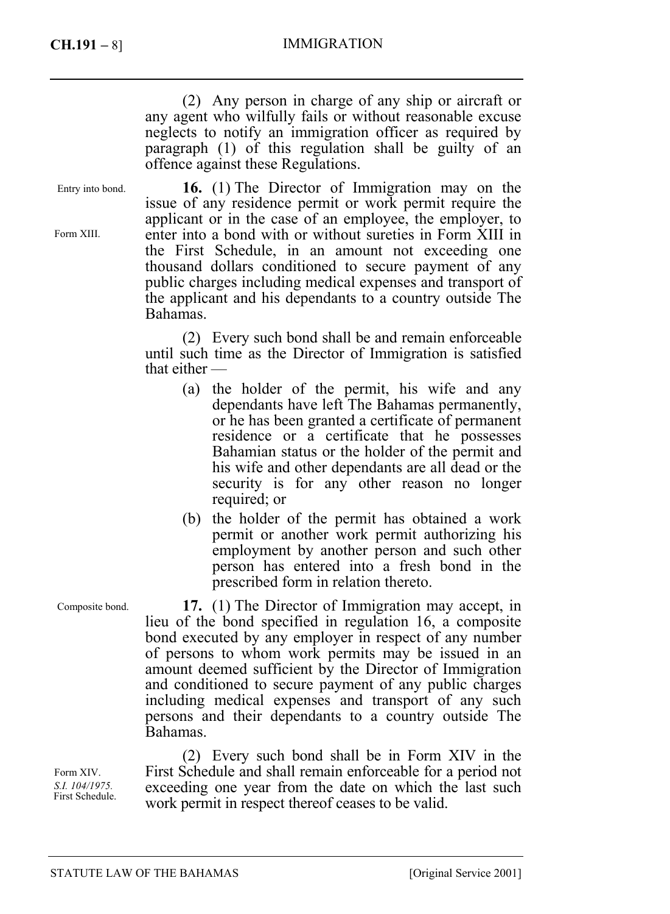(2) Any person in charge of any ship or aircraft or any agent who wilfully fails or without reasonable excuse neglects to notify an immigration officer as required by paragraph (1) of this regulation shall be guilty of an offence against these Regulations.

Entry into bond.

Form XIII.

**16.** (1) The Director of Immigration may on the issue of any residence permit or work permit require the applicant or in the case of an employee, the employer, to enter into a bond with or without sureties in Form XIII in the First Schedule, in an amount not exceeding one thousand dollars conditioned to secure payment of any public charges including medical expenses and transport of the applicant and his dependants to a country outside The Bahamas.

(2) Every such bond shall be and remain enforceable until such time as the Director of Immigration is satisfied that either —

(a) the holder of the permit, his wife and any dependants have left The Bahamas permanently, or he has been granted a certificate of permanent residence or a certificate that he possesses Bahamian status or the holder of the permit and his wife and other dependants are all dead or the security is for any other reason no longer required; or

(b) the holder of the permit has obtained a work permit or another work permit authorizing his employment by another person and such other person has entered into a fresh bond in the prescribed form in relation thereto.

Composite bond.

**17.** (1) The Director of Immigration may accept, in lieu of the bond specified in regulation 16, a composite bond executed by any employer in respect of any number of persons to whom work permits may be issued in an amount deemed sufficient by the Director of Immigration and conditioned to secure payment of any public charges including medical expenses and transport of any such persons and their dependants to a country outside The Bahamas.

Form XIV.
*S.I. 104/1975.*
First Schedule.

(2) Every such bond shall be in Form XIV in the First Schedule and shall remain enforceable for a period not exceeding one year from the date on which the last such work permit in respect thereof ceases to be valid.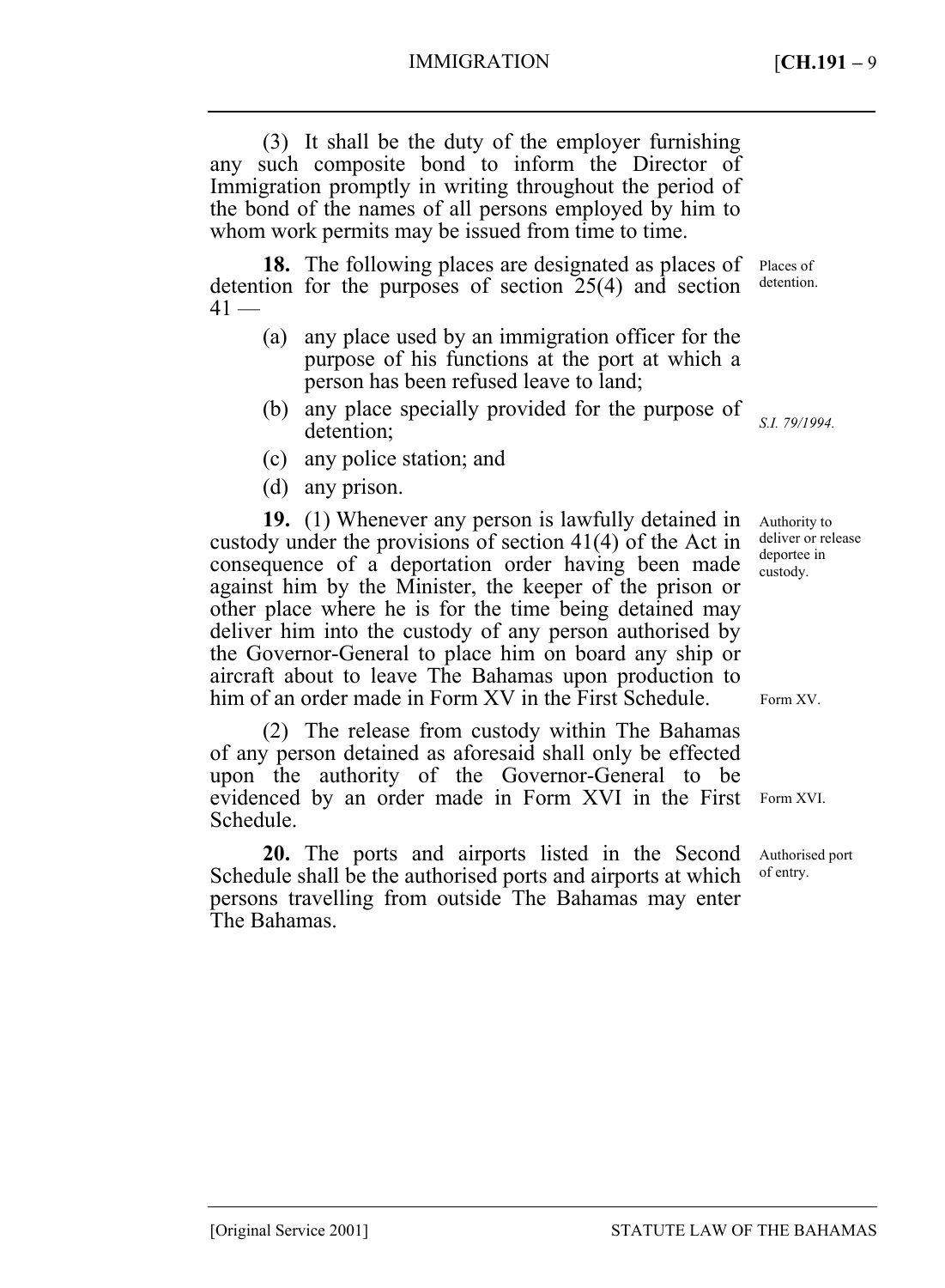(3) It shall be the duty of the employer furnishing any such composite bond to inform the Director of Immigration promptly in writing throughout the period of the bond of the names of all persons employed by him to whom work permits may be issued from time to time.

Places of detention.

**18.** The following places are designated as places of detention for the purposes of section 25(4) and section 41 —

(a) any place used by an immigration officer for the purpose of his functions at the port at which a person has been refused leave to land;

(b) any place specially provided for the purpose of detention; *S.I. 79/1994.*

(c) any police station; and

(d) any prison.

Authority to deliver or release deportee in custody.

**19.** (1) Whenever any person is lawfully detained in custody under the provisions of section 41(4) of the Act in consequence of a deportation order having been made against him by the Minister, the keeper of the prison or other place where he is for the time being detained may deliver him into the custody of any person authorised by the Governor-General to place him on board any ship or aircraft about to leave The Bahamas upon production to him of an order made in Form XV in the First Schedule. Form XV.

(2) The release from custody within The Bahamas of any person detained as aforesaid shall only be effected upon the authority of the Governor-General to be evidenced by an order made in Form XVI in the First Schedule. Form XVI.

Authorised port of entry.

**20.** The ports and airports listed in the Second Schedule shall be the authorised ports and airports at which persons travelling from outside The Bahamas may enter The Bahamas.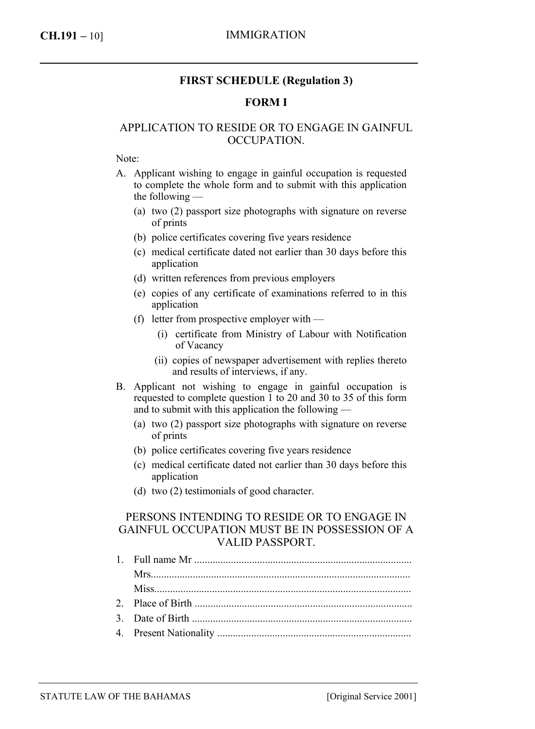## FIRST SCHEDULE (Regulation 3)

### FORM I

### APPLICATION TO RESIDE OR TO ENGAGE IN GAINFUL OCCUPATION.

Note:

A. Applicant wishing to engage in gainful occupation is requested to complete the whole form and to submit with this application the following —

   (a) two (2) passport size photographs with signature on reverse of prints

   (b) police certificates covering five years residence

   (c) medical certificate dated not earlier than 30 days before this application

   (d) written references from previous employers

   (e) copies of any certificate of examinations referred to in this application

   (f) letter from prospective employer with —

      (i) certificate from Ministry of Labour with Notification of Vacancy

      (ii) copies of newspaper advertisement with replies thereto and results of interviews, if any.

B. Applicant not wishing to engage in gainful occupation is requested to complete question 1 to 20 and 30 to 35 of this form and to submit with this application the following —

   (a) two (2) passport size photographs with signature on reverse of prints

   (b) police certificates covering five years residence

   (c) medical certificate dated not earlier than 30 days before this application

   (d) two (2) testimonials of good character.

PERSONS INTENDING TO RESIDE OR TO ENGAGE IN GAINFUL OCCUPATION MUST BE IN POSSESSION OF A VALID PASSPORT.

1. Full name Mr ..................................................................................
   Mrs..................................................................................................
   Miss.................................................................................................
2. Place of Birth ..................................................................................
3. Date of Birth ...................................................................................
4. Present Nationality .........................................................................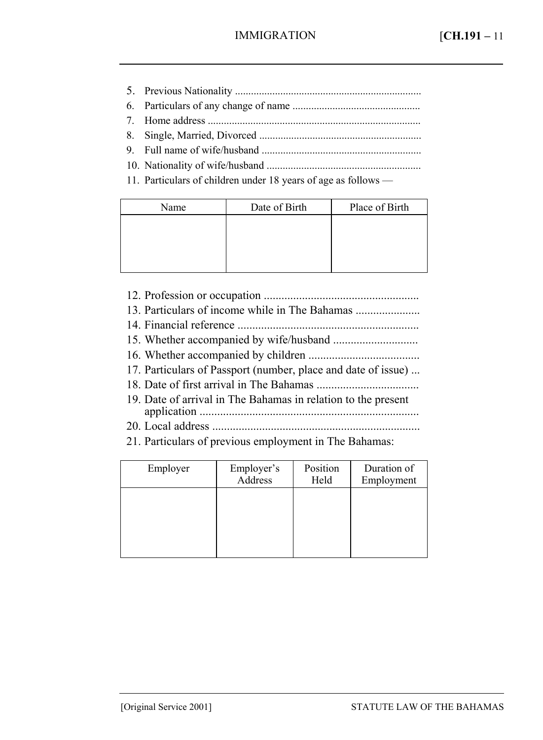5. Previous Nationality .....................................................................
6. Particulars of any change of name ...............................................
7. Home address ..............................................................................
8. Single, Married, Divorced ............................................................
9. Full name of wife/husband ...........................................................
10. Nationality of wife/husband .........................................................
11. Particulars of children under 18 years of age as follows —

| Name | Date of Birth | Place of Birth |
| --- | --- | --- |
| | | |

12. Profession or occupation ....................................................
13. Particulars of income while in The Bahamas .....................
14. Financial reference .............................................................
15. Whether accompanied by wife/husband ............................
16. Whether accompanied by children .....................................
17. Particulars of Passport (number, place and date of issue) ...
18. Date of first arrival in The Bahamas ..................................
19. Date of arrival in The Bahamas in relation to the present application ..........................................................................
20. Local address ......................................................................
21. Particulars of previous employment in The Bahamas:

| Employer | Employer's Address | Position Held | Duration of Employment |
| --- | --- | --- | --- |
| | | | |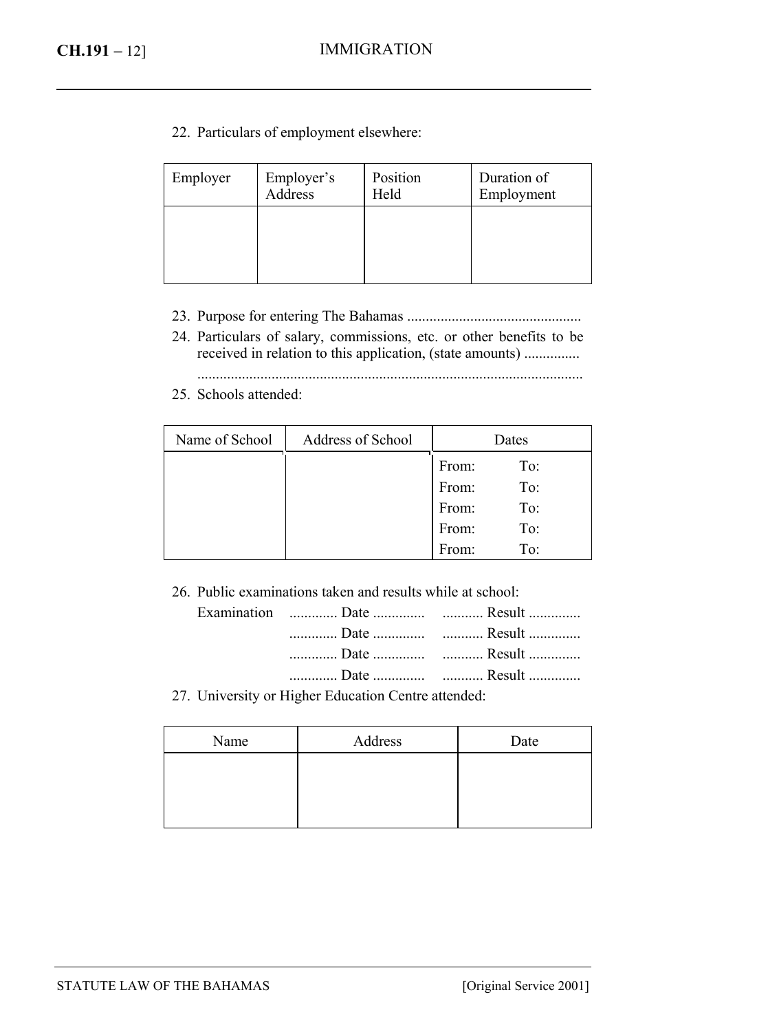22. Particulars of employment elsewhere:

| Employer | Employer's Address | Position Held | Duration of Employment |
|---|---|---|---|
| | | | |

23. Purpose for entering The Bahamas ..............................................
24. Particulars of salary, commissions, etc. or other benefits to be received in relation to this application, (state amounts) ..............
.......................................................................................................
25. Schools attended:

| Name of School | Address of School | Dates | |
|---|---|---|---|
| | | From: | To: |
| | | From: | To: |
| | | From: | To: |
| | | From: | To: |
| | | From: | To: |

26. Public examinations taken and results while at school:

Examination ............. Date .............. ........... Result ..............
............. Date .............. ........... Result ..............
............. Date .............. ........... Result ..............
............. Date .............. ........... Result ..............

27. University or Higher Education Centre attended:

| Name | Address | Date |
|---|---|---|
| | | |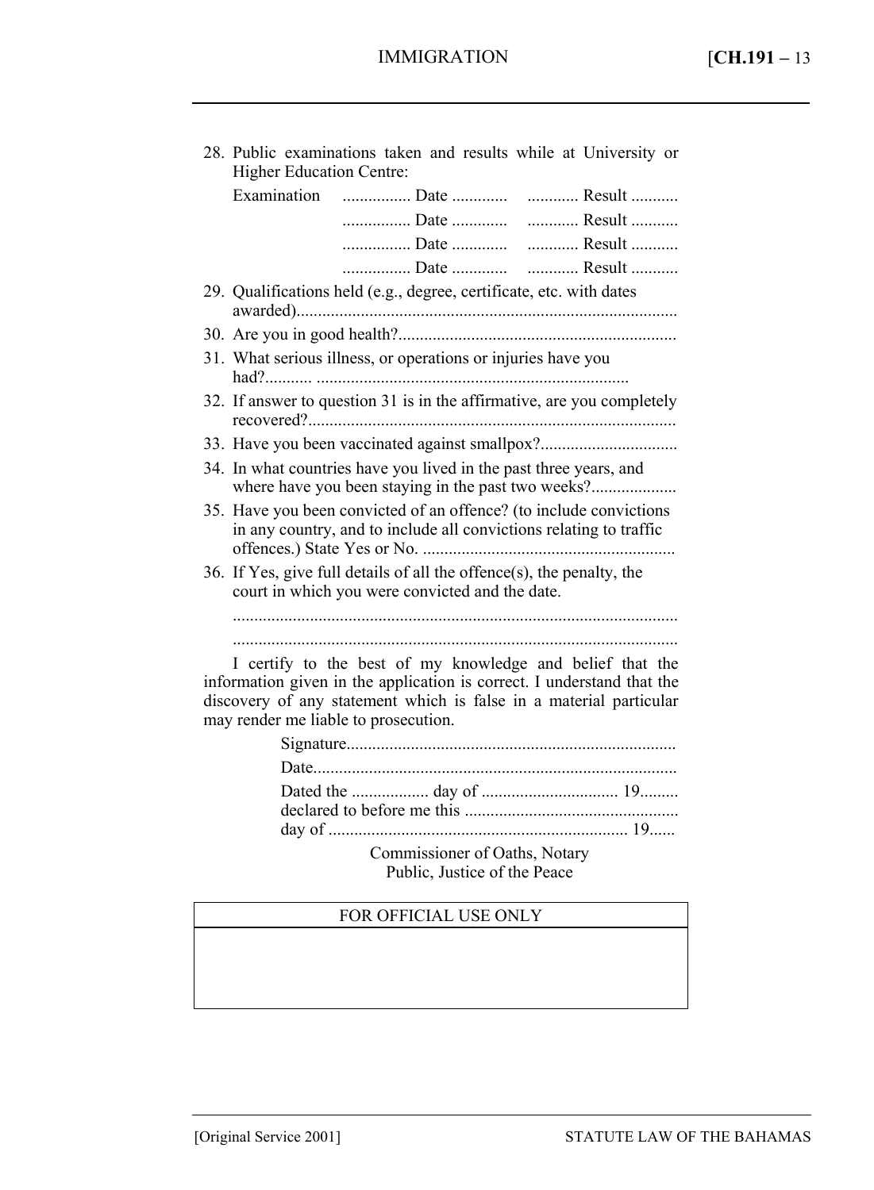28. Public examinations taken and results while at University or Higher Education Centre:

    Examination ................ Date ............. ............ Result ...........

    ................ Date ............. ............ Result ...........

    ................ Date ............. ............ Result ...........

    ................ Date ............. ............ Result ...........

29. Qualifications held (e.g., degree, certificate, etc. with dates awarded).........................................................................................

30. Are you in good health?.................................................................

31. What serious illness, or operations or injuries have you had?........... ........................................................................

32. If answer to question 31 is in the affirmative, are you completely recovered?.....................................................................................

33. Have you been vaccinated against smallpox?................................

34. In what countries have you lived in the past three years, and where have you been staying in the past two weeks?....................

35. Have you been convicted of an offence? (to include convictions in any country, and to include all convictions relating to traffic offences.) State Yes or No. ...........................................................

36. If Yes, give full details of all the offence(s), the penalty, the court in which you were convicted and the date.

    .......................................................................................................

    .......................................................................................................

I certify to the best of my knowledge and belief that the information given in the application is correct. I understand that the discovery of any statement which is false in a material particular may render me liable to prosecution.

Signature............................................................................

Date....................................................................................

Dated the .................. day of ................................ 19.........
declared to before me this ..................................................
day of ...................................................................... 19......

Commissioner of Oaths, Notary Public, Justice of the Peace

| FOR OFFICIAL USE ONLY |
| --- |
| |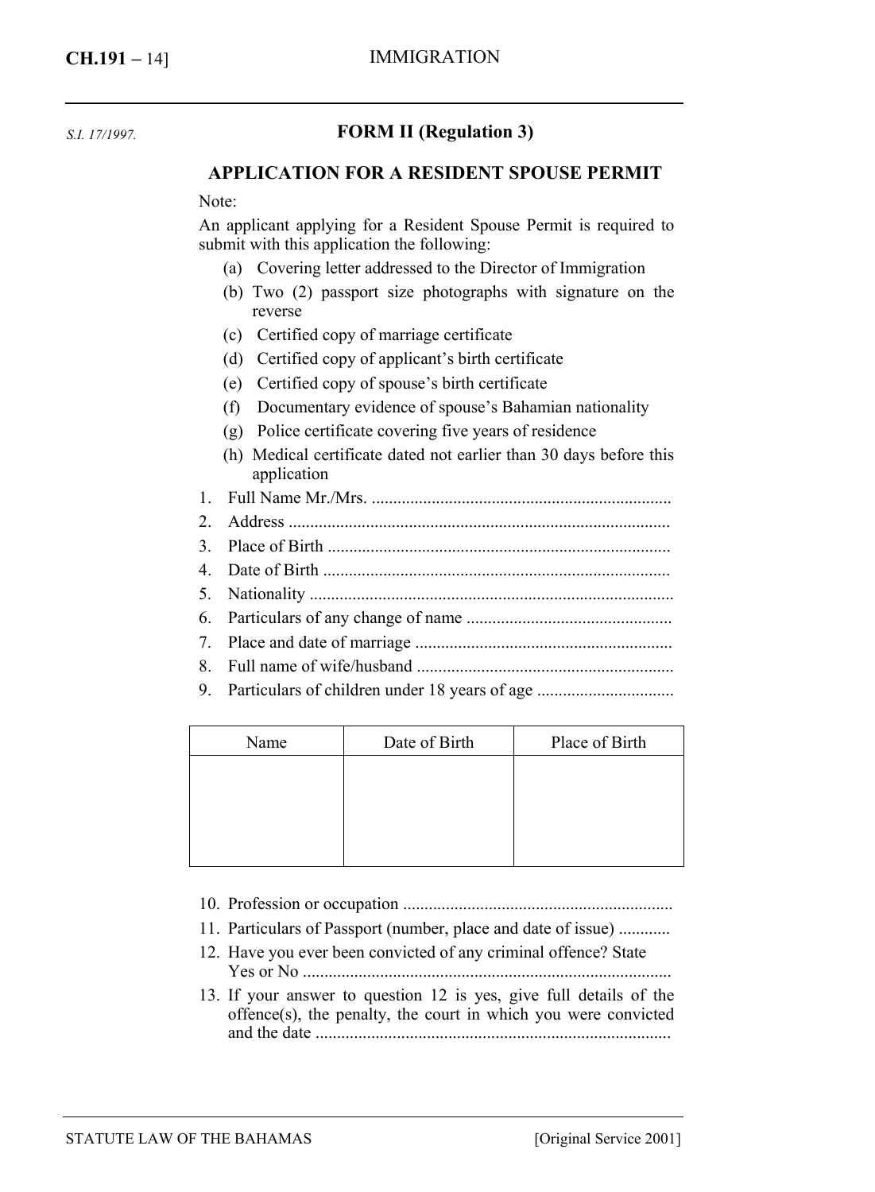*S.I. 17/1997.*

## FORM II (Regulation 3)

## APPLICATION FOR A RESIDENT SPOUSE PERMIT

Note:

An applicant applying for a Resident Spouse Permit is required to submit with this application the following:

(a) Covering letter addressed to the Director of Immigration

(b) Two (2) passport size photographs with signature on the reverse

(c) Certified copy of marriage certificate

(d) Certified copy of applicant's birth certificate

(e) Certified copy of spouse's birth certificate

(f) Documentary evidence of spouse's Bahamian nationality

(g) Police certificate covering five years of residence

(h) Medical certificate dated not earlier than 30 days before this application

1. Full Name Mr./Mrs. ......................................................................
2. Address ..........................................................................................
3. Place of Birth ................................................................................
4. Date of Birth .................................................................................
5. Nationality .....................................................................................
6. Particulars of any change of name ................................................
7. Place and date of marriage ............................................................
8. Full name of wife/husband ............................................................
9. Particulars of children under 18 years of age ................................

| Name | Date of Birth | Place of Birth |
|---|---|---|
| | | |

10. Profession or occupation ...............................................................
11. Particulars of Passport (number, place and date of issue) ............
12. Have you ever been convicted of any criminal offence? State Yes or No .......................................................................................
13. If your answer to question 12 is yes, give full details of the offence(s), the penalty, the court in which you were convicted and the date ...................................................................................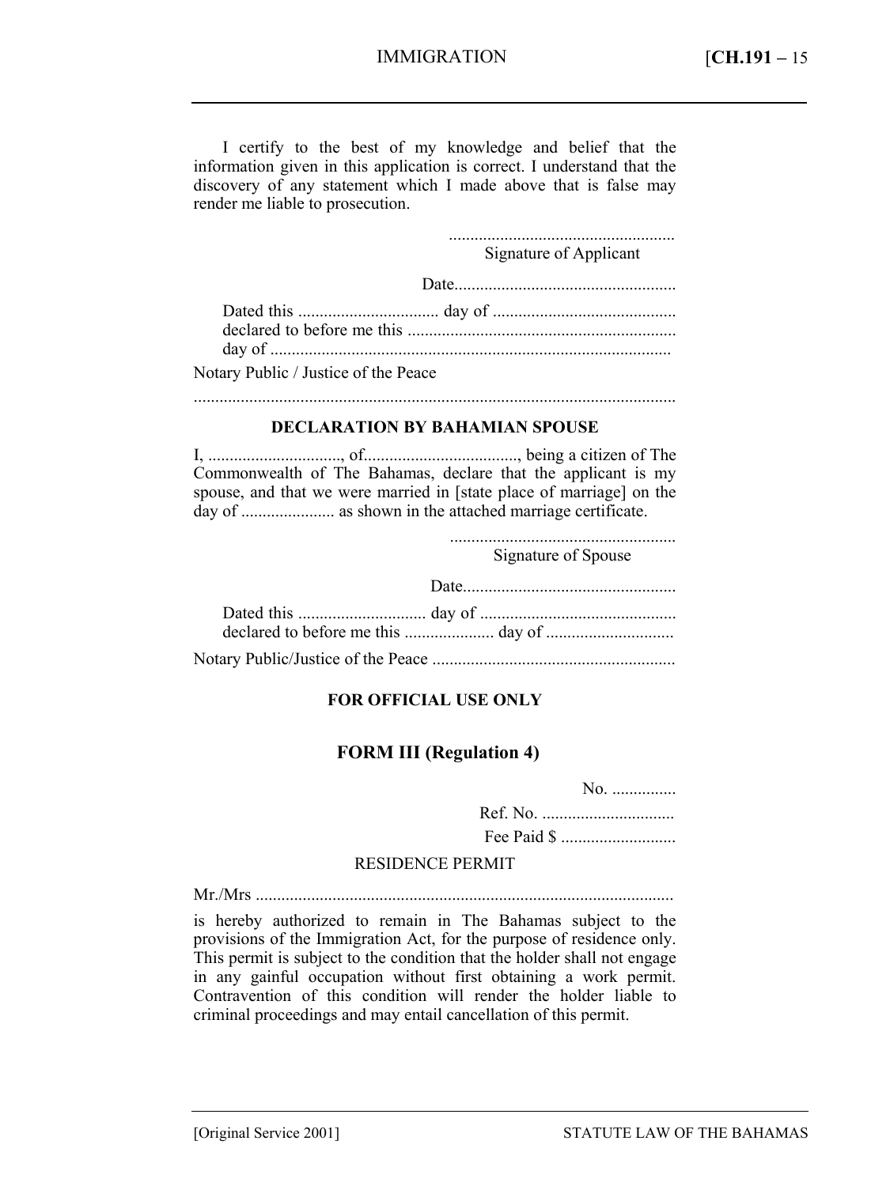I certify to the best of my knowledge and belief that the information given in this application is correct. I understand that the discovery of any statement which I made above that is false may render me liable to prosecution.

....................................................
Signature of Applicant

Date....................................................

Dated this ................................ day of ..........................................
declared to before me this ..............................................................
day of .............................................................................................

Notary Public / Justice of the Peace

...............................................................................................................

**DECLARATION BY BAHAMIAN SPOUSE**

I, .............................., of..................................., being a citizen of The Commonwealth of The Bahamas, declare that the applicant is my spouse, and that we were married in [state place of marriage] on the day of ...................... as shown in the attached marriage certificate.

....................................................
Signature of Spouse

Date..................................................

Dated this ............................. day of .............................................
declared to before me this .................... day of .............................

Notary Public/Justice of the Peace .........................................................

**FOR OFFICIAL USE ONLY**

## FORM III (Regulation 4)

No. ...............

Ref. No. ..............................

Fee Paid $ ...........................

RESIDENCE PERMIT

Mr./Mrs .................................................................................................

is hereby authorized to remain in The Bahamas subject to the provisions of the Immigration Act, for the purpose of residence only. This permit is subject to the condition that the holder shall not engage in any gainful occupation without first obtaining a work permit. Contravention of this condition will render the holder liable to criminal proceedings and may entail cancellation of this permit.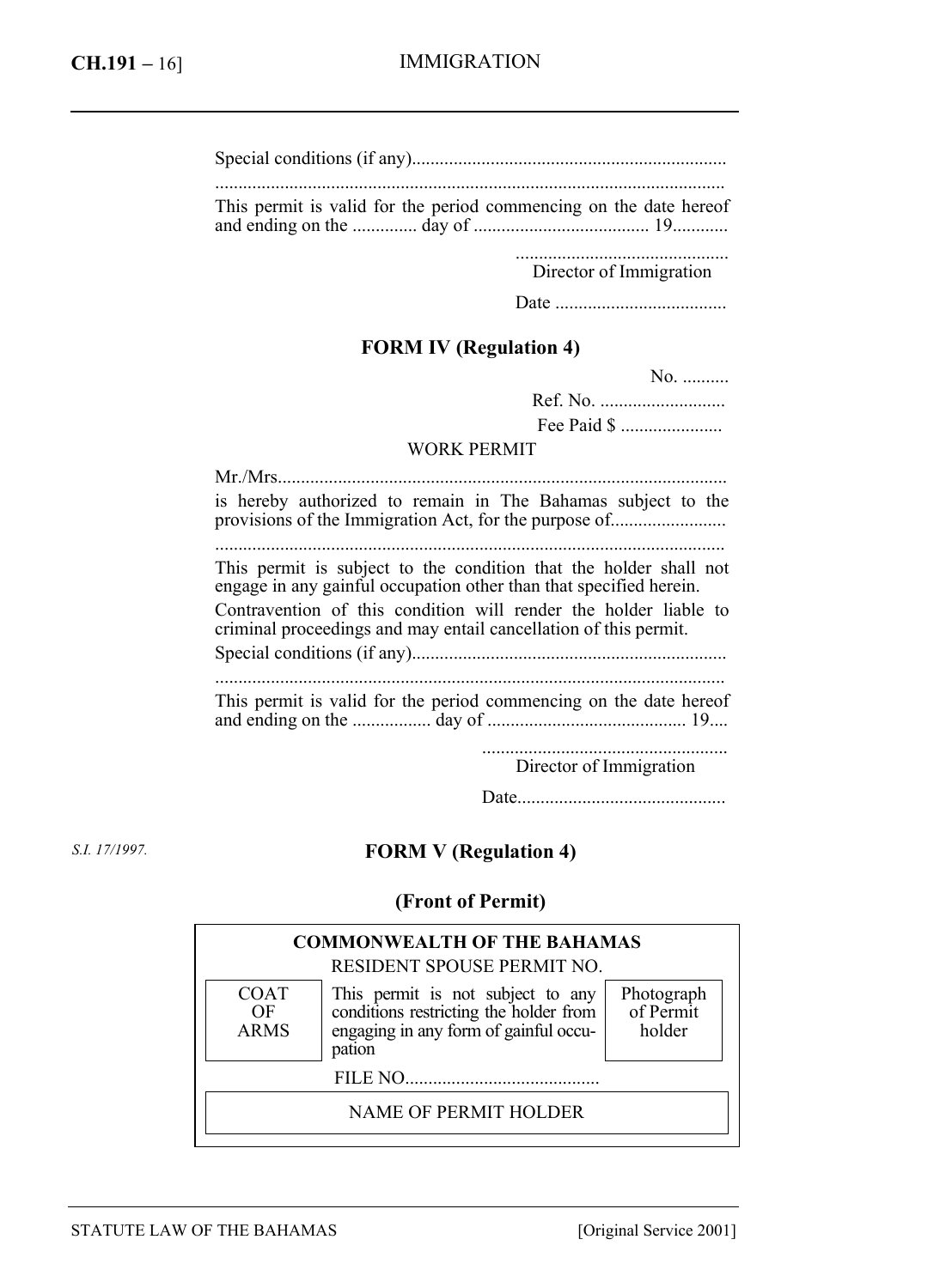Special conditions (if any)...................................................................

.............................................................................................................

This permit is valid for the period commencing on the date hereof and ending on the .............. day of ...................................... 19............

..............................................
Director of Immigration

Date .....................................

### FORM IV (Regulation 4)

No. ..........

Ref. No. ...........................

Fee Paid $ ......................

WORK PERMIT

Mr./Mrs................................................................................................

is hereby authorized to remain in The Bahamas subject to the provisions of the Immigration Act, for the purpose of.........................

.............................................................................................................

This permit is subject to the condition that the holder shall not engage in any gainful occupation other than that specified herein.

Contravention of this condition will render the holder liable to criminal proceedings and may entail cancellation of this permit.

Special conditions (if any)...................................................................

.............................................................................................................

This permit is valid for the period commencing on the date hereof and ending on the ................. day of .......................................... 19....

.....................................................
Director of Immigration

Date.............................................

*S.I. 17/1997.*

### FORM V (Regulation 4)

### (Front of Permit)

| **COMMONWEALTH OF THE BAHAMAS** | | |
|---|---|---|
| RESIDENT SPOUSE PERMIT NO. | | |
| COAT OF ARMS | This permit is not subject to any conditions restricting the holder from engaging in any form of gainful occupation | Photograph of Permit holder |
| FILE NO.......................................... | | |
| NAME OF PERMIT HOLDER | | |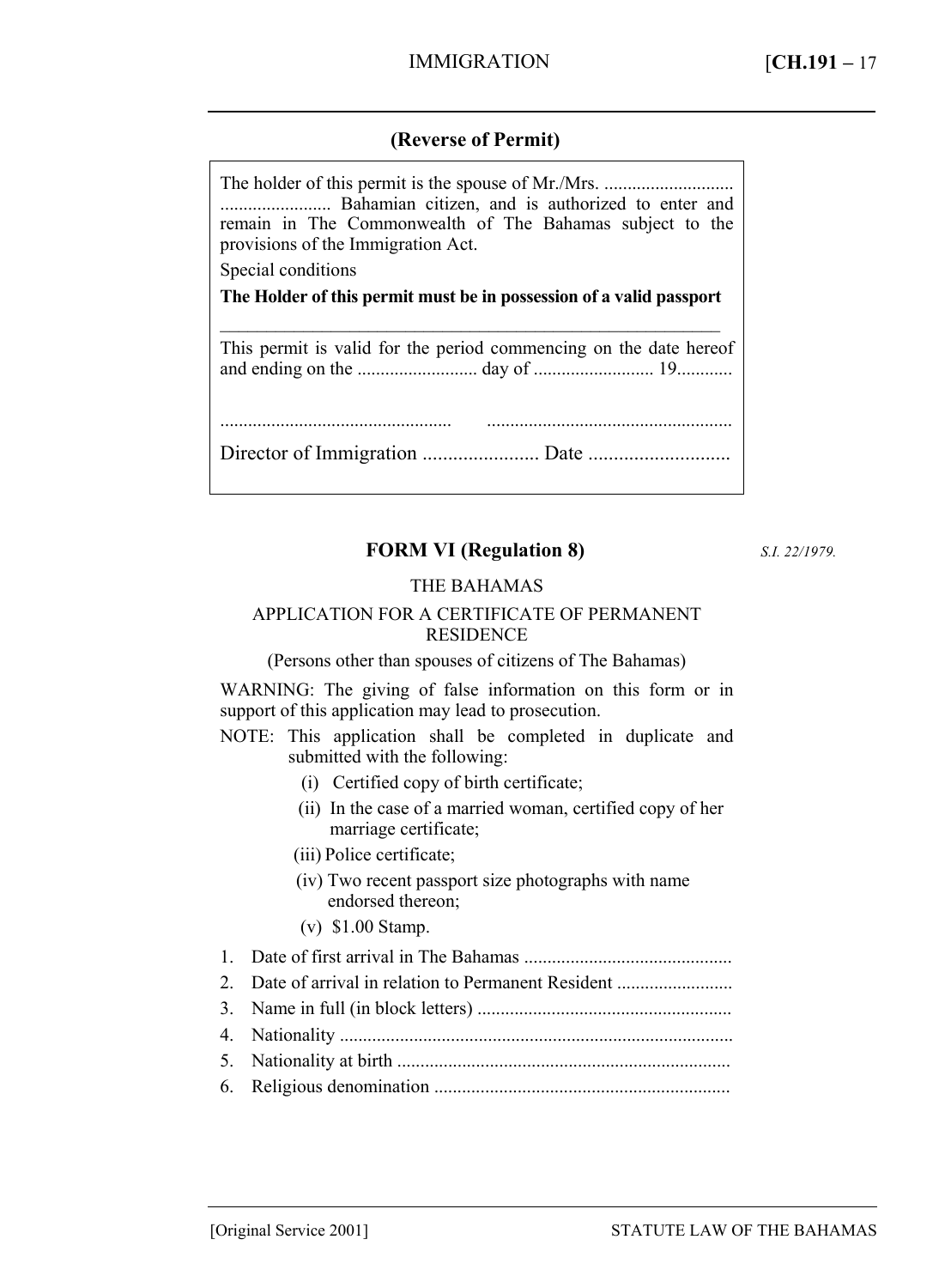**(Reverse of Permit)**

The holder of this permit is the spouse of Mr./Mrs. ............................ ........................ Bahamian citizen, and is authorized to enter and remain in The Commonwealth of The Bahamas subject to the provisions of the Immigration Act.

Special conditions

**The Holder of this permit must be in possession of a valid passport**

---

This permit is valid for the period commencing on the date hereof and ending on the .......................... day of .......................... 19............

................................................. ....................................................

Director of Immigration ....................... Date ............................

## FORM VI (Regulation 8)

*S.I. 22/1979.*

THE BAHAMAS

APPLICATION FOR A CERTIFICATE OF PERMANENT RESIDENCE

(Persons other than spouses of citizens of The Bahamas)

WARNING: The giving of false information on this form or in support of this application may lead to prosecution.

NOTE: This application shall be completed in duplicate and submitted with the following:

(i) Certified copy of birth certificate;

(ii) In the case of a married woman, certified copy of her marriage certificate;

(iii) Police certificate;

(iv) Two recent passport size photographs with name endorsed thereon;

(v) $1.00 Stamp.

1. Date of first arrival in The Bahamas .............................................
2. Date of arrival in relation to Permanent Resident .........................
3. Name in full (in block letters) .......................................................
4. Nationality ....................................................................................
5. Nationality at birth ........................................................................
6. Religious denomination ................................................................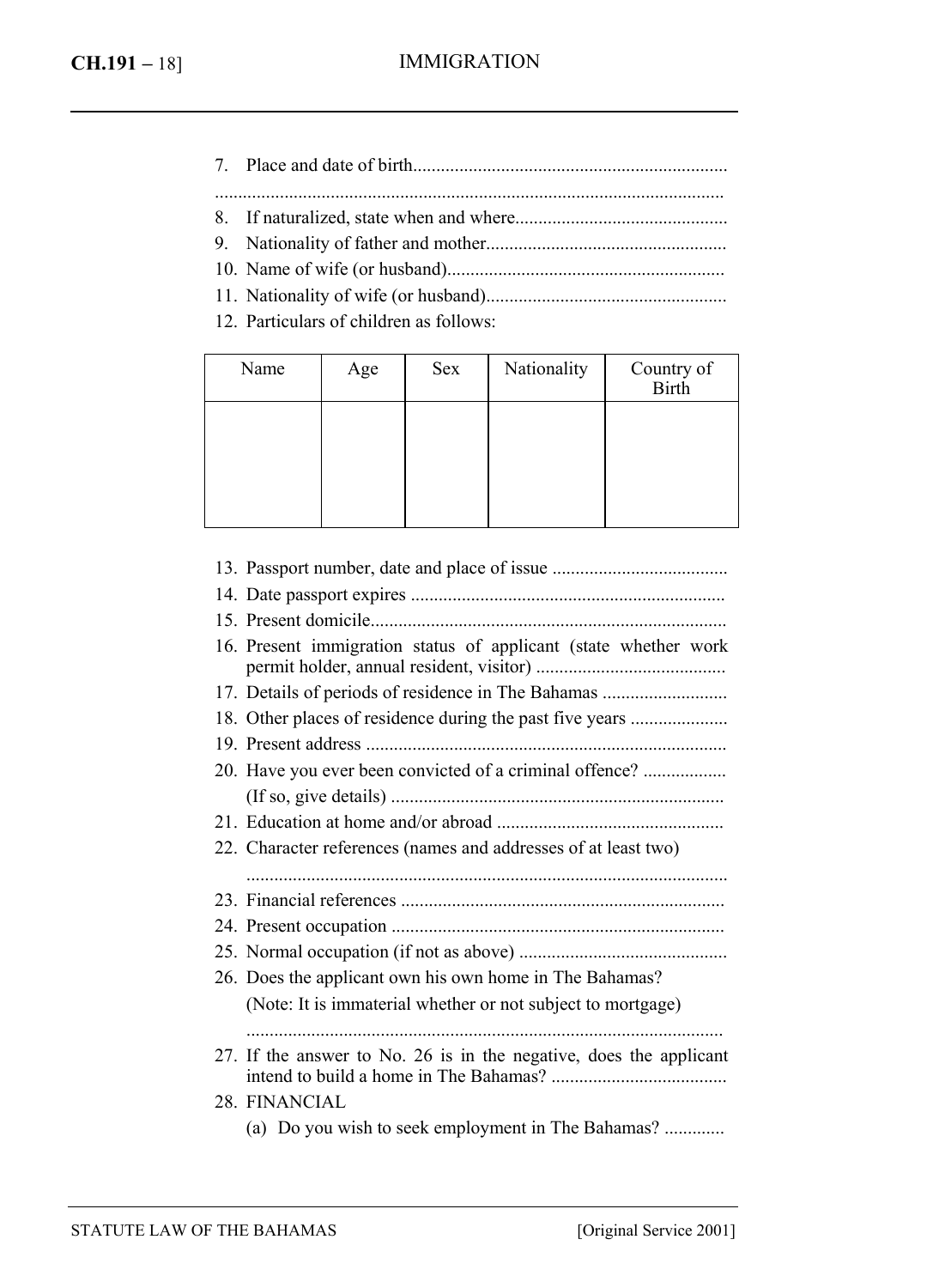7. Place and date of birth....................................................................

.............................................................................................................

8. If naturalized, state when and where.............................................
9. Nationality of father and mother....................................................
10. Name of wife (or husband)............................................................
11. Nationality of wife (or husband)....................................................
12. Particulars of children as follows:

| Name | Age | Sex | Nationality | Country of Birth |
|---|---|---|---|---|
| | | | | |

13. Passport number, date and place of issue ......................................
14. Date passport expires ....................................................................
15. Present domicile.............................................................................
16. Present immigration status of applicant (state whether work permit holder, annual resident, visitor) .........................................
17. Details of periods of residence in The Bahamas ...........................
18. Other places of residence during the past five years .....................
19. Present address ..............................................................................
20. Have you ever been convicted of a criminal offence? ..................
    (If so, give details) ........................................................................
21. Education at home and/or abroad .................................................
22. Character references (names and addresses of at least two)
    .......................................................................................................
23. Financial references ......................................................................
24. Present occupation ........................................................................
25. Normal occupation (if not as above) .............................................
26. Does the applicant own his own home in The Bahamas?
    (Note: It is immaterial whether or not subject to mortgage)
    .......................................................................................................
27. If the answer to No. 26 is in the negative, does the applicant intend to build a home in The Bahamas? ......................................
28. FINANCIAL
    (a) Do you wish to seek employment in The Bahamas? .............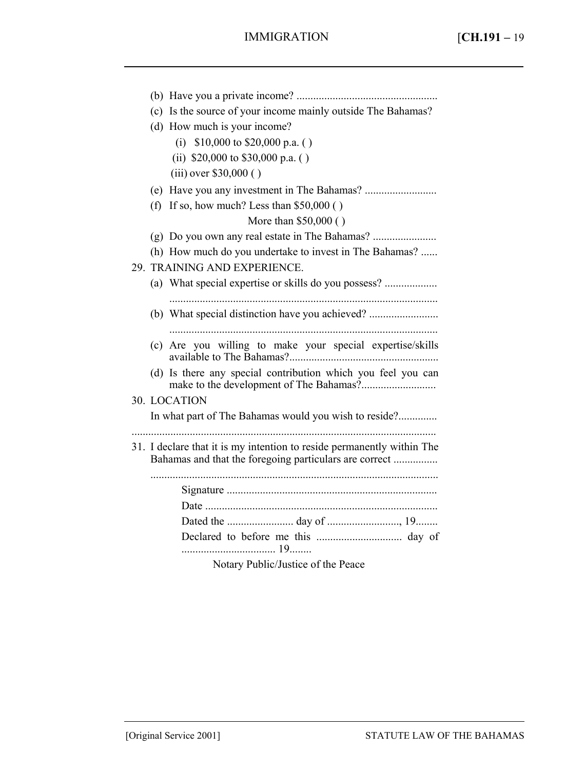(b) Have you a private income? ..................................................

(c) Is the source of your income mainly outside The Bahamas?

(d) How much is your income?

(i) $10,000 to $20,000 p.a. ( )

(ii) $20,000 to $30,000 p.a. ( )

(iii) over $30,000 ( )

(e) Have you any investment in The Bahamas? ..........................

(f) If so, how much? Less than $50,000 ( )

More than $50,000 ( )

(g) Do you own any real estate in The Bahamas? .......................

(h) How much do you undertake to invest in The Bahamas? ......

29. TRAINING AND EXPERIENCE.

(a) What special expertise or skills do you possess? ...................

................................................................................................

(b) What special distinction have you achieved? .........................

................................................................................................

(c) Are you willing to make your special expertise/skills available to The Bahamas?.....................................................

(d) Is there any special contribution which you feel you can make to the development of The Bahamas?..........................

30. LOCATION

In what part of The Bahamas would you wish to reside?..............

............................................................................................................

31. I declare that it is my intention to reside permanently within The Bahamas and that the foregoing particulars are correct ................

.......................................................................................................

Signature ...........................................................................

Date ...................................................................................

Dated the ........................ day of .........................., 19........

Declared to before me this ............................... day of .................................. 19........

Notary Public/Justice of the Peace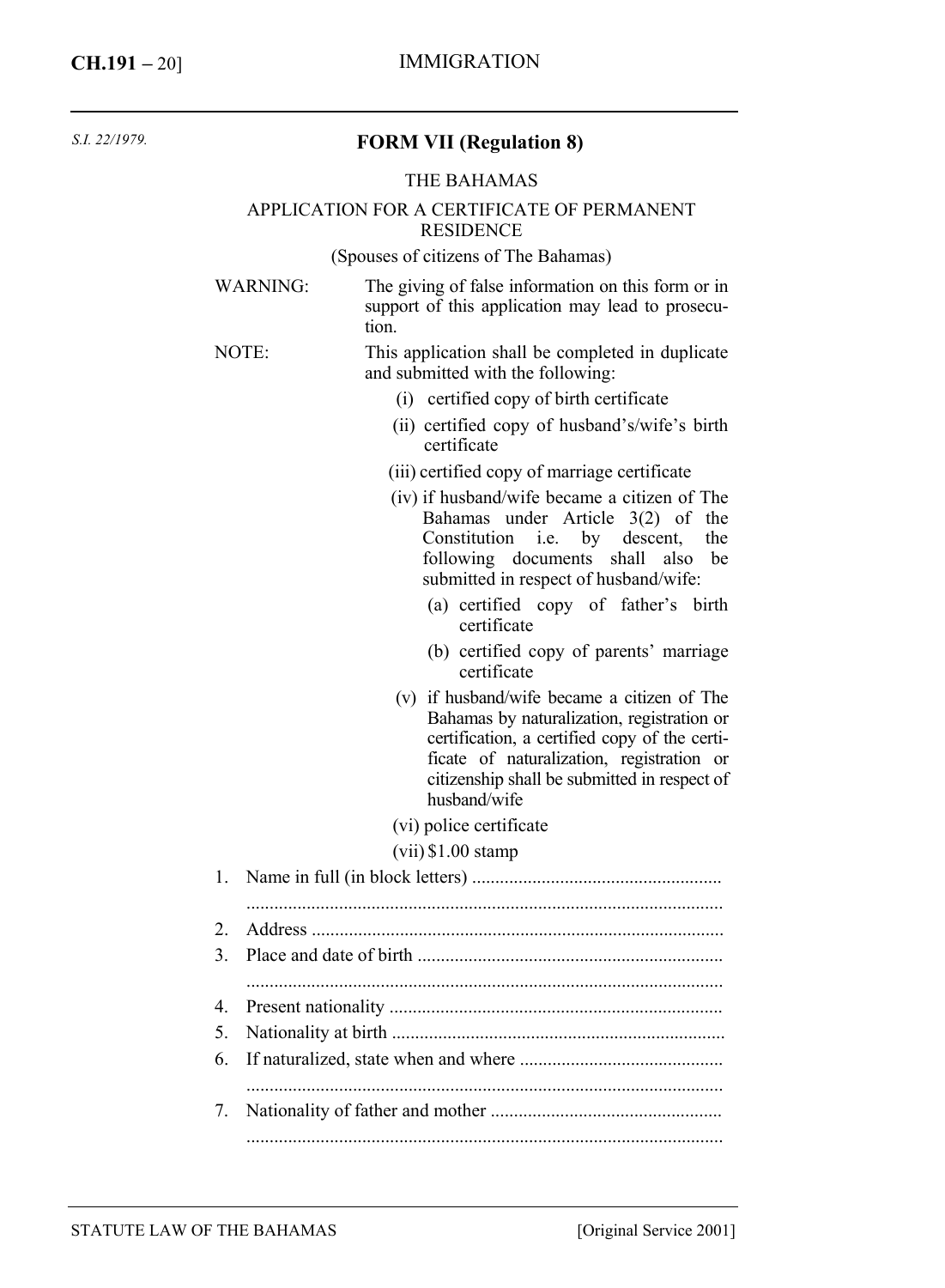*S.I. 22/1979.*

## FORM VII (Regulation 8)

THE BAHAMAS

APPLICATION FOR A CERTIFICATE OF PERMANENT RESIDENCE

(Spouses of citizens of The Bahamas)

WARNING: The giving of false information on this form or in support of this application may lead to prosecution.

NOTE: This application shall be completed in duplicate and submitted with the following:

(i) certified copy of birth certificate

(ii) certified copy of husband's/wife's birth certificate

(iii) certified copy of marriage certificate

(iv) if husband/wife became a citizen of The Bahamas under Article 3(2) of the Constitution i.e. by descent, the following documents shall also be submitted in respect of husband/wife:

(a) certified copy of father's birth certificate

(b) certified copy of parents' marriage certificate

(v) if husband/wife became a citizen of The Bahamas by naturalization, registration or certification, a certified copy of the certificate of naturalization, registration or citizenship shall be submitted in respect of husband/wife

(vi) police certificate

(vii) $1.00 stamp

1. Name in full (in block letters) ......................................................
......................................................................................................
2. Address ........................................................................................
3. Place and date of birth ..................................................................
......................................................................................................
4. Present nationality ........................................................................
5. Nationality at birth ........................................................................
6. If naturalized, state when and where ............................................
......................................................................................................
7. Nationality of father and mother ..................................................
......................................................................................................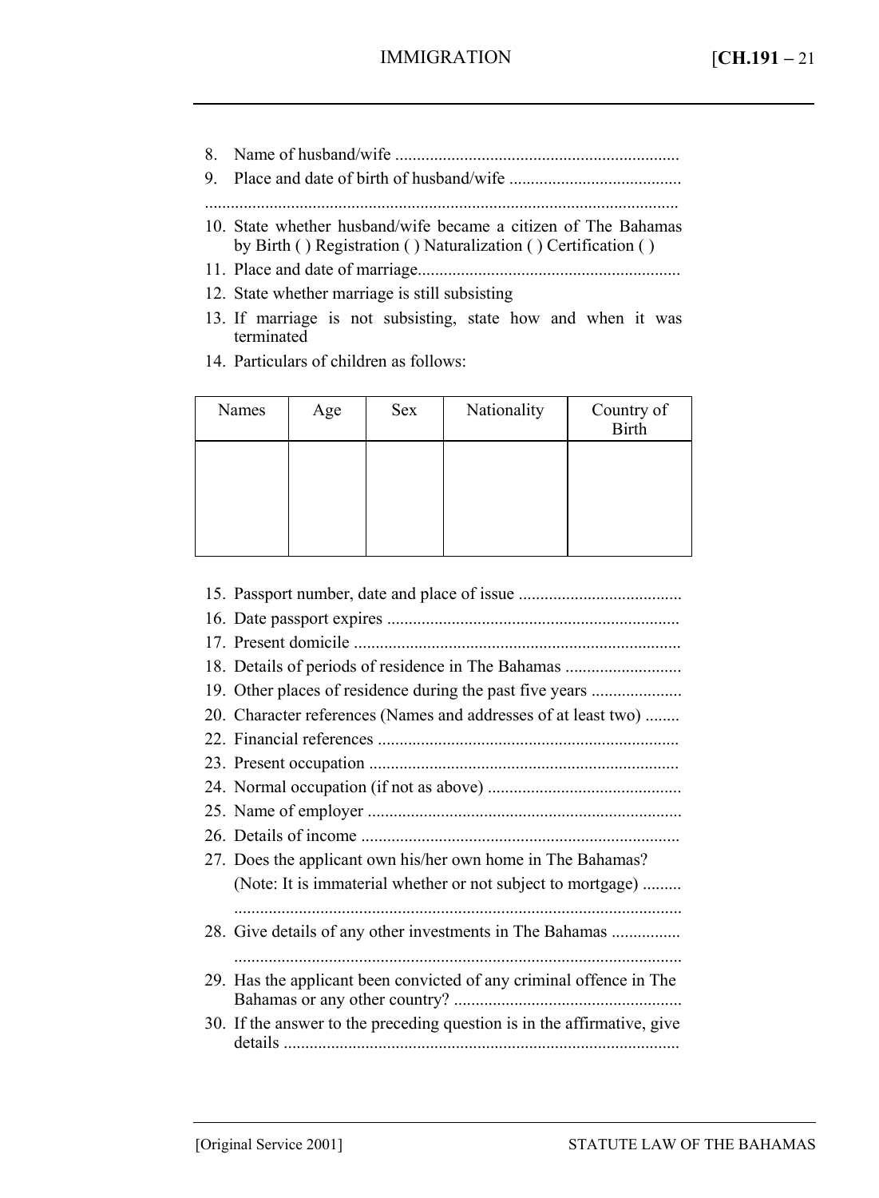8. Name of husband/wife ..................................................................
9. Place and date of birth of husband/wife ........................................

.............................................................................................................

10. State whether husband/wife became a citizen of The Bahamas by Birth ( ) Registration ( ) Naturalization ( ) Certification ( )
11. Place and date of marriage............................................................
12. State whether marriage is still subsisting
13. If marriage is not subsisting, state how and when it was terminated
14. Particulars of children as follows:

| Names | Age | Sex | Nationality | Country of Birth |
|---|---|---|---|---|
| | | | | |

15. Passport number, date and place of issue ......................................
16. Date passport expires ....................................................................
17. Present domicile ............................................................................
18. Details of periods of residence in The Bahamas ...........................
19. Other places of residence during the past five years .....................
20. Character references (Names and addresses of at least two) ........
22. Financial references ......................................................................
23. Present occupation ........................................................................
24. Normal occupation (if not as above) .............................................
25. Name of employer .........................................................................
26. Details of income ..........................................................................
27. Does the applicant own his/her own home in The Bahamas? (Note: It is immaterial whether or not subject to mortgage) .........

    .......................................................................................................
28. Give details of any other investments in The Bahamas ................

    .......................................................................................................
29. Has the applicant been convicted of any criminal offence in The Bahamas or any other country? .....................................................
30. If the answer to the preceding question is in the affirmative, give details ...........................................................................................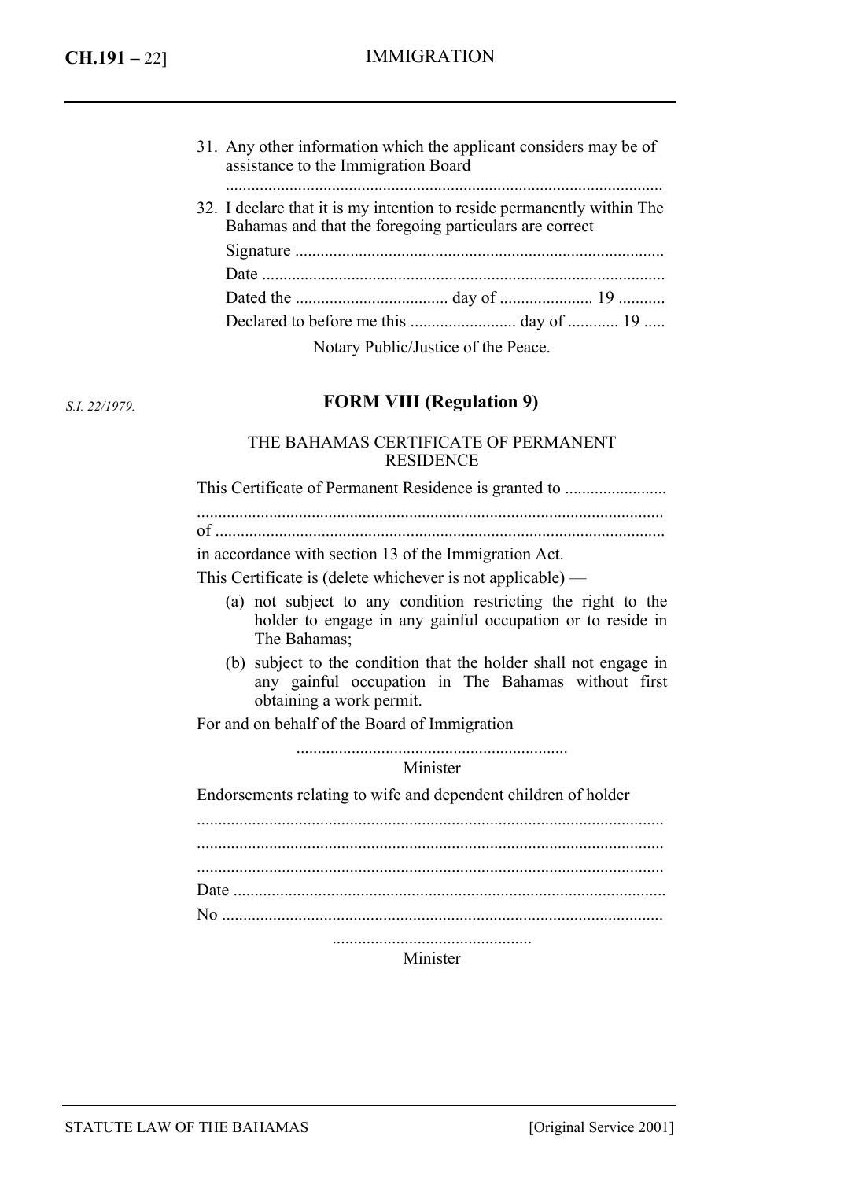31. Any other information which the applicant considers may be of assistance to the Immigration Board

......................................................................................................

32. I declare that it is my intention to reside permanently within The Bahamas and that the foregoing particulars are correct

Signature ......................................................................................

Date ..............................................................................................

Dated the .................................... day of ...................... 19 ...........

Declared to before me this ......................... day of ............ 19 .....

Notary Public/Justice of the Peace.

*S.I. 22/1979.*

## FORM VIII (Regulation 9)

THE BAHAMAS CERTIFICATE OF PERMANENT RESIDENCE

This Certificate of Permanent Residence is granted to ........................

.............................................................................................................

of .........................................................................................................

in accordance with section 13 of the Immigration Act.

This Certificate is (delete whichever is not applicable) —

(a) not subject to any condition restricting the right to the holder to engage in any gainful occupation or to reside in The Bahamas;

(b) subject to the condition that the holder shall not engage in any gainful occupation in The Bahamas without first obtaining a work permit.

For and on behalf of the Board of Immigration

................................................................

Minister

Endorsements relating to wife and dependent children of holder

.............................................................................................................

.............................................................................................................

.............................................................................................................

Date .....................................................................................................

No .......................................................................................................

...............................................

Minister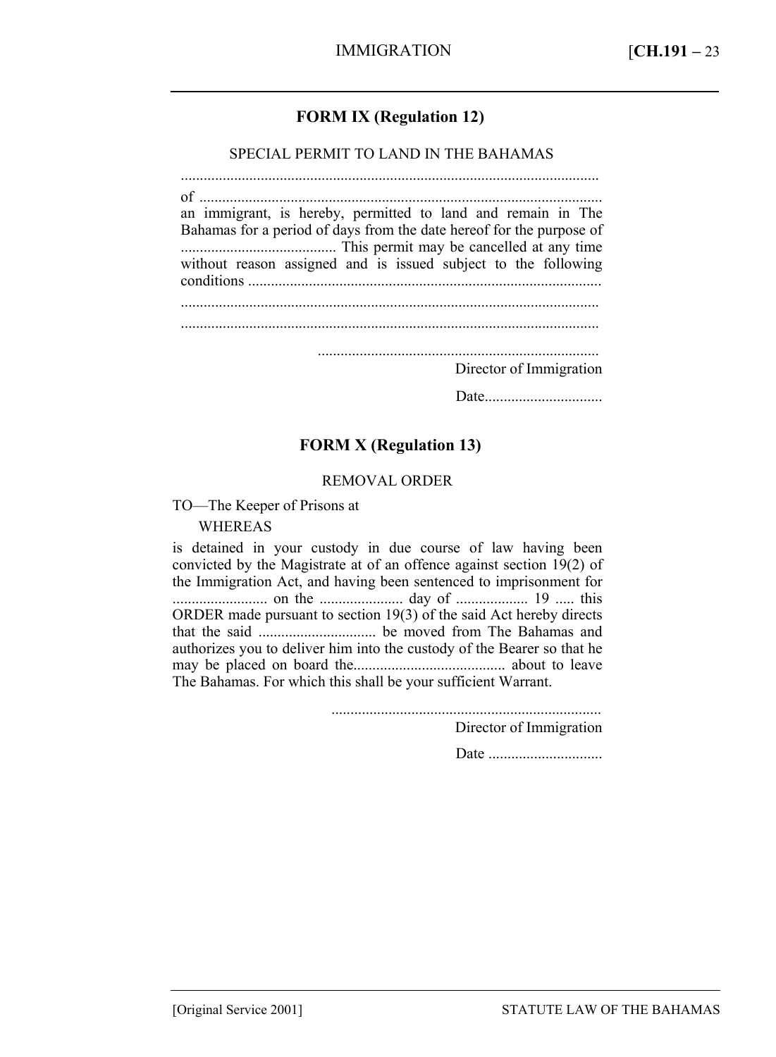## FORM IX (Regulation 12)

SPECIAL PERMIT TO LAND IN THE BAHAMAS

.............................................................................................................

of .........................................................................................................
an immigrant, is hereby, permitted to land and remain in The Bahamas for a period of days from the date hereof for the purpose of ......................................... This permit may be cancelled at any time without reason assigned and is issued subject to the following conditions ............................................................................................

.............................................................................................................

.............................................................................................................

..........................................................................
Director of Immigration

Date..............................

## FORM X (Regulation 13)

REMOVAL ORDER

TO—The Keeper of Prisons at

WHEREAS

is detained in your custody in due course of law having been convicted by the Magistrate at of an offence against section 19(2) of the Immigration Act, and having been sentenced to imprisonment for ......................... on the ...................... day of ................... 19 ..... this ORDER made pursuant to section 19(3) of the said Act hereby directs that the said .............................. be moved from The Bahamas and authorizes you to deliver him into the custody of the Bearer so that he may be placed on board the........................................ about to leave The Bahamas. For which this shall be your sufficient Warrant.

......................................................................
Director of Immigration

Date .............................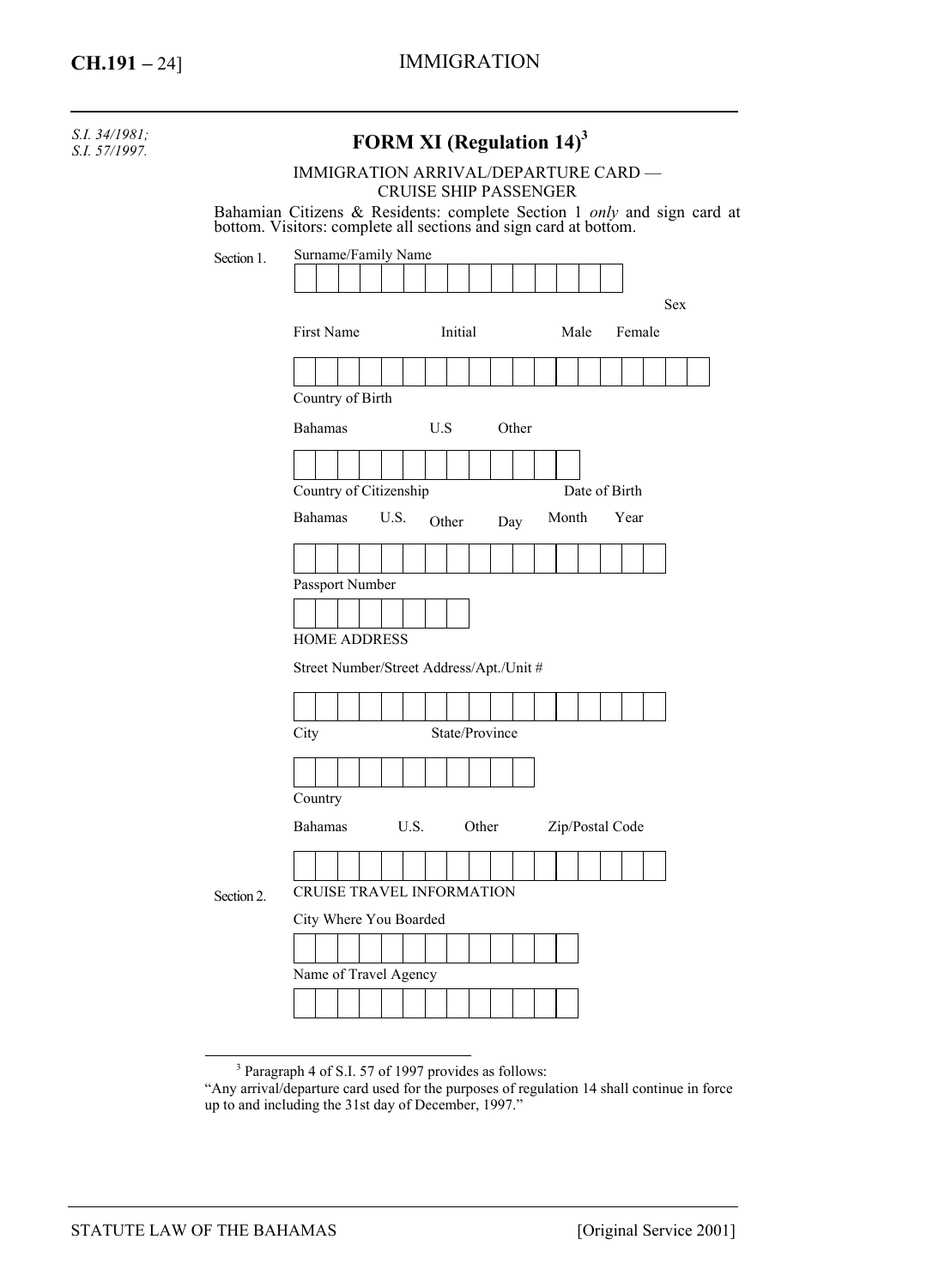*S.I. 34/1981;*
*S.I. 57/1997.*

## FORM XI (Regulation 14)[3]

IMMIGRATION ARRIVAL/DEPARTURE CARD —
CRUISE SHIP PASSENGER

Bahamian Citizens & Residents: complete Section 1 *only* and sign card at bottom. Visitors: complete all sections and sign card at bottom.

Section 1.

Surname/Family Name

Sex

First Name Initial Male Female

Country of Birth

Bahamas U.S Other

Country of Citizenship Date of Birth

Bahamas U.S. Other Day Month Year

Passport Number

HOME ADDRESS

Street Number/Street Address/Apt./Unit #

City State/Province

Country

Bahamas U.S. Other Zip/Postal Code

Section 2.

CRUISE TRAVEL INFORMATION

City Where You Boarded

Name of Travel Agency

---

[3] Paragraph 4 of S.I. 57 of 1997 provides as follows:
"Any arrival/departure card used for the purposes of regulation 14 shall continue in force up to and including the 31st day of December, 1997."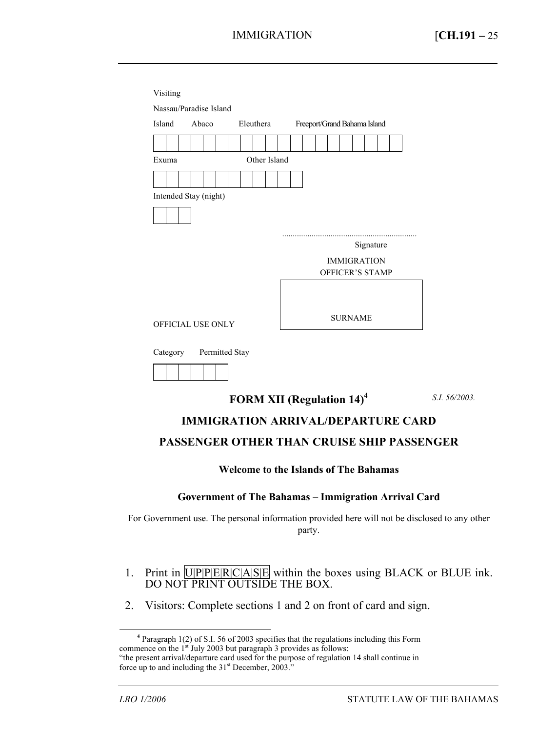Visiting

Nassau/Paradise Island

Island Abaco Eleuthera Freeport/Grand Bahama Island

| | | | | | | | | | | | | | | | | | | | |
|---|---|---|---|---|---|---|---|---|---|---|---|---|---|---|---|---|---|---|---|

Exuma Other Island

| | | | | | | | | | | | |
|---|---|---|---|---|---|---|---|---|---|---|---|

Intended Stay (night)

| | | |
|---|---|---|

..............................................................
Signature

IMMIGRATION
OFFICER'S STAMP

SURNAME

OFFICIAL USE ONLY

Category Permitted Stay

| | | | | | |
|---|---|---|---|---|---|

## FORM XII (Regulation 14)[4]

*S.I. 56/2003.*

## IMMIGRATION ARRIVAL/DEPARTURE CARD

## PASSENGER OTHER THAN CRUISE SHIP PASSENGER

**Welcome to the Islands of The Bahamas**

**Government of The Bahamas – Immigration Arrival Card**

For Government use. The personal information provided here will not be disclosed to any other party.

1. Print in U|P|P|E|R|C|A|S|E within the boxes using BLACK or BLUE ink. DO NOT PRINT OUTSIDE THE BOX.
2. Visitors: Complete sections 1 and 2 on front of card and sign.

---

[4] Paragraph 1(2) of S.I. 56 of 2003 specifies that the regulations including this Form commence on the 1st July 2003 but paragraph 3 provides as follows:
"the present arrival/departure card used for the purpose of regulation 14 shall continue in force up to and including the 31st December, 2003."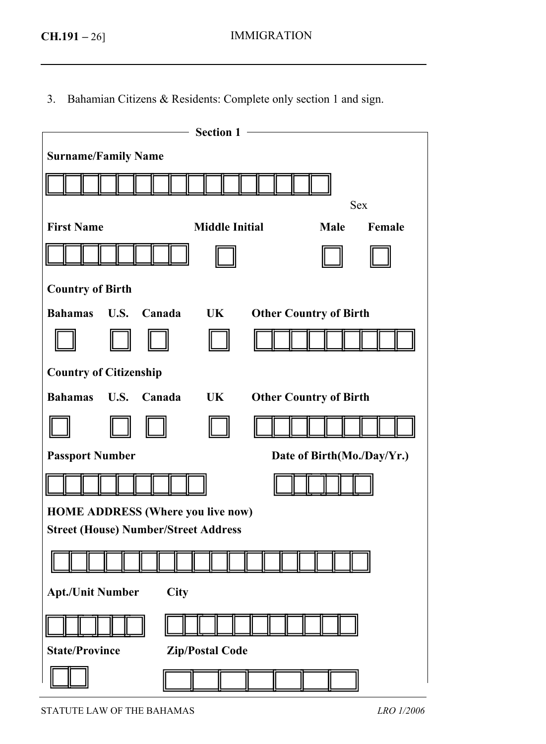3. Bahamian Citizens & Residents: Complete only section 1 and sign.

**Section 1**

**Surname/Family Name**

☐☐☐☐☐☐☐☐☐☐☐☐☐☐☐☐

Sex

**First Name** **Middle Initial** **Male** **Female**

☐☐☐☐☐☐☐☐ ☐ ☐ ☐

**Country of Birth**

**Bahamas** **U.S.** **Canada** **UK** **Other Country of Birth**

☐ ☐ ☐ ☐ ☐☐☐☐☐☐☐☐☐

**Country of Citizenship**

**Bahamas** **U.S.** **Canada** **UK** **Other Country of Birth**

☐ ☐ ☐ ☐ ☐☐☐☐☐☐☐☐☐

**Passport Number** **Date of Birth(Mo./Day/Yr.)**

☐☐☐☐☐☐☐☐☐ ☐☐☐☐☐☐

**HOME ADDRESS (Where you live now)**

**Street (House) Number/Street Address**

☐☐☐☐☐☐☐☐☐☐☐☐☐☐☐☐☐☐

**Apt./Unit Number** **City**

☐☐☐☐☐☐ ☐☐☐☐☐☐☐☐☐☐☐

**State/Province** **Zip/Postal Code**

☐☐ ☐☐☐☐☐☐☐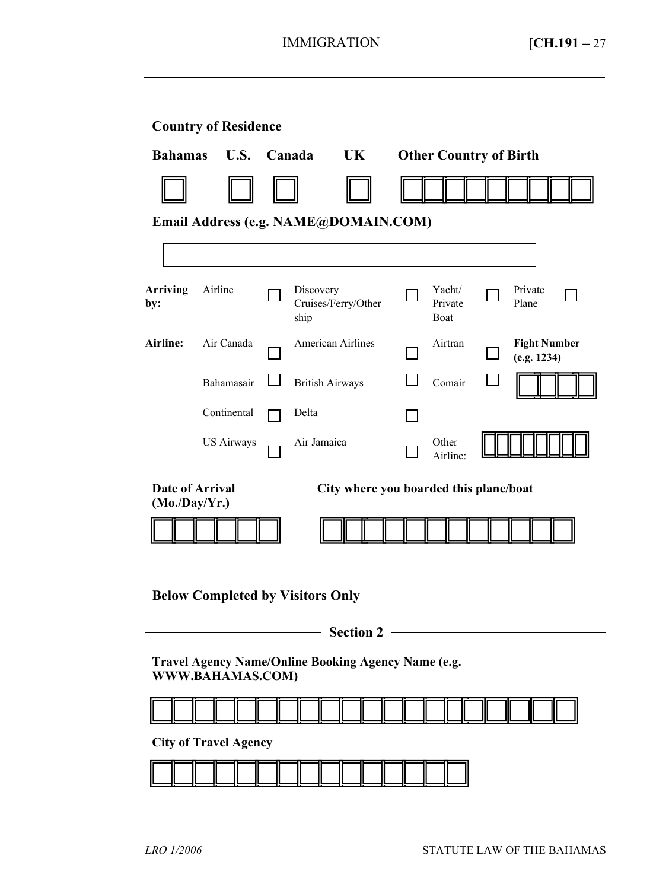**Country of Residence**

| **Bahamas** | **U.S.** | **Canada** | **UK** | **Other Country of Birth** |
|---|---|---|---|---|
| ☐ | ☐ | ☐ | ☐ | ☐☐☐☐☐☐☐☐☐ |

**Email Address (e.g. NAME@DOMAIN.COM)**

☐

| | | | | | | | | |
|---|---|---|---|---|---|---|---|---|
| **Arriving by:** | Airline | ☐ | Discovery Cruises/Ferry/Other ship | ☐ | Yacht/ Private Boat | ☐ | Private Plane | ☐ |
| **Airline:** | Air Canada | ☐ | American Airlines | ☐ | Airtran | ☐ | **Fight Number (e.g. 1234)** | |
| | Bahamasair | ☐ | British Airways | ☐ | Comair | ☐ | ☐☐☐☐ | |
| | Continental | ☐ | Delta | ☐ | | | | |
| | US Airways | ☐ | Air Jamaica | ☐ | Other Airline: | ☐☐☐☐☐☐☐☐ | | |

**Date of Arrival (Mo./Day/Yr.)**

☐☐☐☐☐☐

**City where you boarded this plane/boat**

☐☐☐☐☐☐☐☐☐☐☐☐

**Below Completed by Visitors Only**

**Section 2**

**Travel Agency Name/Online Booking Agency Name (e.g. WWW.BAHAMAS.COM)**

☐☐☐☐☐☐☐☐☐☐☐☐☐☐☐☐☐☐☐☐

**City of Travel Agency**

☐☐☐☐☐☐☐☐☐☐☐☐☐☐☐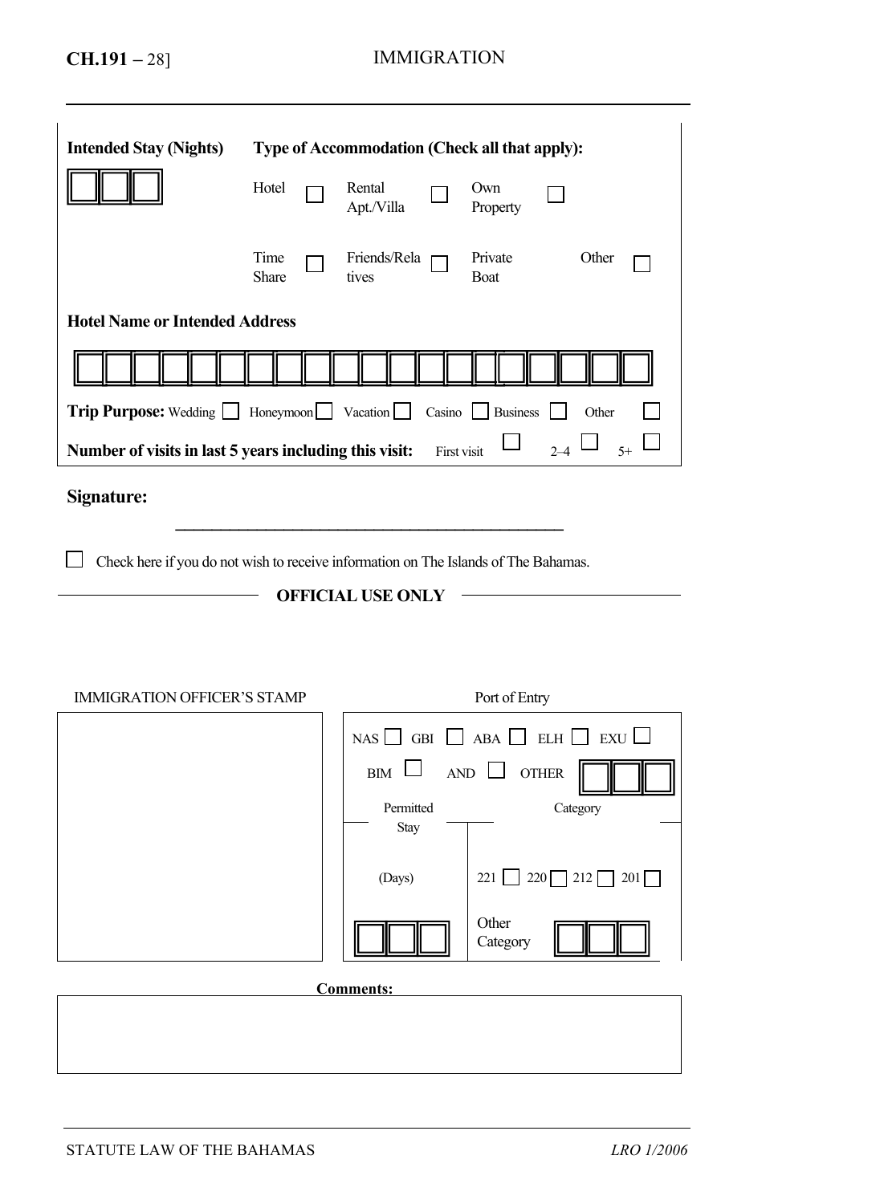**Intended Stay (Nights)** ☐☐☐

**Type of Accommodation (Check all that apply):**

Hotel ☐ Rental Apt./Villa ☐ Own Property ☐

Time Share ☐ Friends/Relatives ☐ Private Boat ☐ Other ☐

**Hotel Name or Intended Address**

☐☐☐☐☐☐☐☐☐☐☐☐☐☐☐☐☐☐☐☐

**Trip Purpose:** Wedding ☐ Honeymoon ☐ Vacation ☐ Casino ☐ Business ☐ Other ☐

**Number of visits in last 5 years including this visit:** First visit ☐ 2–4 ☐ 5+ ☐

**Signature:**

\_\_\_\_\_\_\_\_\_\_\_\_\_\_\_\_\_\_\_\_\_\_\_\_\_\_\_\_\_\_\_\_\_\_\_\_\_\_\_\_

☐ Check here if you do not wish to receive information on The Islands of The Bahamas.

**OFFICIAL USE ONLY**

IMMIGRATION OFFICER'S STAMP

Port of Entry

NAS ☐ GBI ☐ ABA ☐ ELH ☐ EXU ☐

BIM ☐ AND ☐ OTHER ☐☐☐

| Permitted Stay | Category |
|---|---|
| (Days) | 221 ☐ 220 ☐ 212 ☐ 201 ☐ |
| ☐☐☐ | Other Category ☐☐☐ |

**Comments:**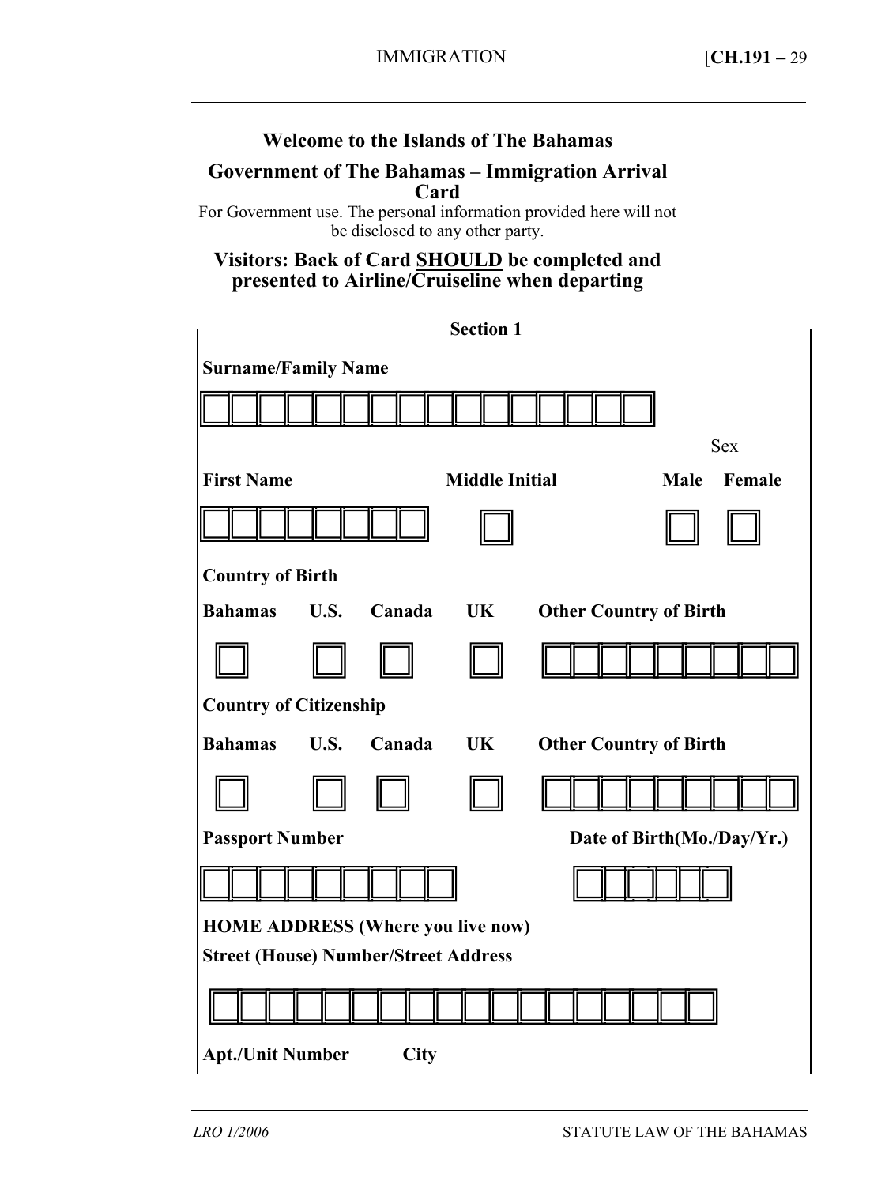**Welcome to the Islands of The Bahamas**

**Government of The Bahamas – Immigration Arrival Card**

For Government use. The personal information provided here will not be disclosed to any other party.

**Visitors: Back of Card <u>SHOULD</u> be completed and presented to Airline/Cruiseline when departing**

**Section 1**

**Surname/Family Name**

☐☐☐☐☐☐☐☐☐☐☐☐☐☐☐☐

Sex

**First Name** **Middle Initial** **Male** **Female**

☐☐☐☐☐☐☐☐ ☐ ☐ ☐

**Country of Birth**

**Bahamas** **U.S.** **Canada** **UK** **Other Country of Birth**

☐ ☐ ☐ ☐ ☐☐☐☐☐☐☐☐☐

**Country of Citizenship**

**Bahamas** **U.S.** **Canada** **UK** **Other Country of Birth**

☐ ☐ ☐ ☐ ☐☐☐☐☐☐☐☐☐

**Passport Number** **Date of Birth(Mo./Day/Yr.)**

☐☐☐☐☐☐☐☐☐ ☐☐☐☐☐☐

**HOME ADDRESS (Where you live now)**

**Street (House) Number/Street Address**

☐☐☐☐☐☐☐☐☐☐☐☐☐☐☐☐☐☐

**Apt./Unit Number** **City**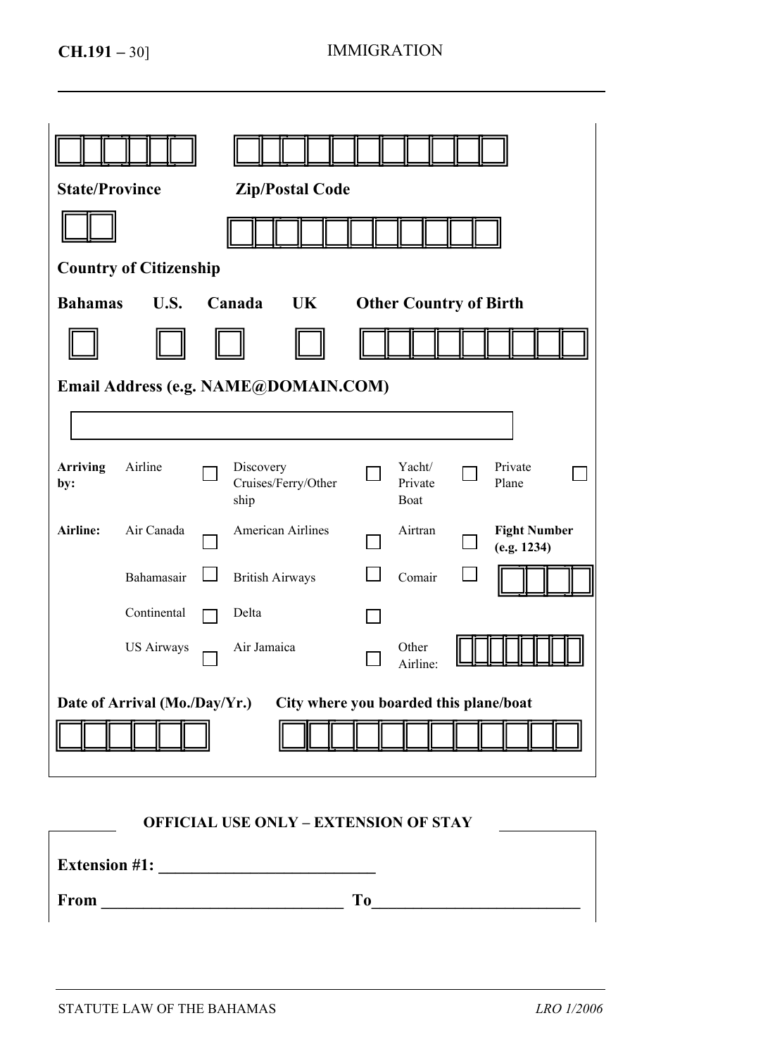**State/Province** **Zip/Postal Code**

**Country of Citizenship**

**Bahamas** ☐ **U.S.** ☐ **Canada** ☐ **UK** ☐ **Other Country of Birth**

**Email Address (e.g. NAME@DOMAIN.COM)**

| **Arriving by:** | Airline ☐ | Discovery Cruises/Ferry/Other ship ☐ | Yacht/ Private Boat ☐ | Private Plane ☐ |
|---|---|---|---|---|
| **Airline:** | Air Canada ☐ | American Airlines ☐ | Airtran ☐ | **Fight Number (e.g. 1234)** |
| | Bahamasair ☐ | British Airways ☐ | Comair ☐ | |
| | Continental ☐ | Delta ☐ | | |
| | US Airways ☐ | Air Jamaica ☐ | Other Airline: | |

**Date of Arrival (Mo./Day/Yr.)** **City where you boarded this plane/boat**

**OFFICIAL USE ONLY – EXTENSION OF STAY**

**Extension #1:** ____________________________

**From** ________________________________ **To**____________________________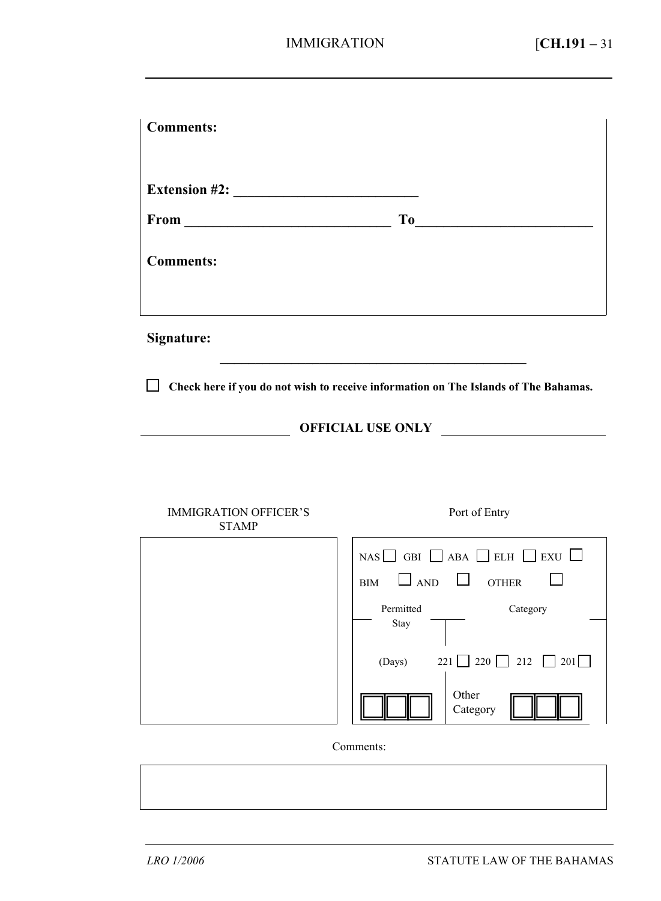**Comments:**

**Extension #2:** ____________________________

**From** ________________________________ **To**____________________________

**Comments:**

**Signature:**

________________________________________________

☐ **Check here if you do not wish to receive information on The Islands of The Bahamas.**

**OFFICIAL USE ONLY**

| IMMIGRATION OFFICER'S STAMP | Port of Entry | |
|---|---|---|
| | NAS ☐ GBI ☐ ABA ☐ ELH ☐ EXU ☐ | |
| | BIM ☐ AND ☐ OTHER ☐ | |
| | Permitted Stay | Category |
| | (Days) | 221 ☐ 220 ☐ 212 ☐ 201 ☐ |
| | ☐☐☐ | Other Category ☐☐☐ |

Comments: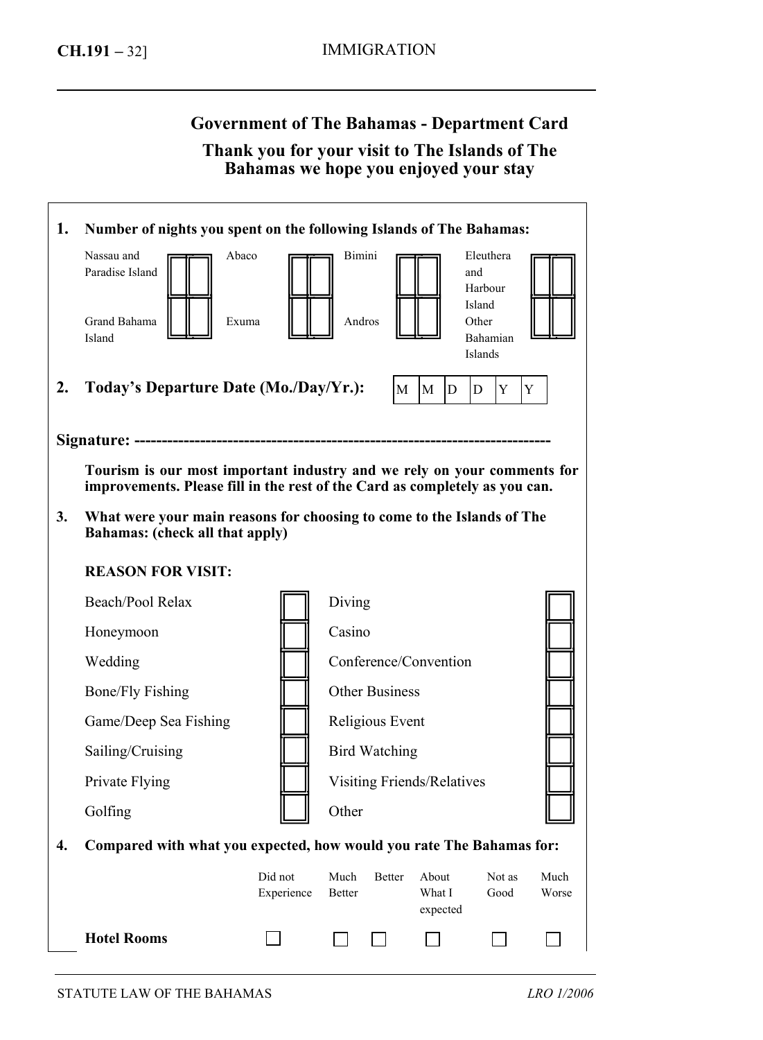## Government of The Bahamas - Department Card

### Thank you for your visit to The Islands of The Bahamas we hope you enjoyed your stay

**1. Number of nights you spent on the following Islands of The Bahamas:**

| | | | | | | | |
|---|---|---|---|---|---|---|---|
| Nassau and Paradise Island | ☐☐ | Abaco | ☐☐ | Bimini | ☐☐ | Eleuthera and Harbour Island | ☐☐ |
| Grand Bahama Island | ☐☐ | Exuma | ☐☐ | Andros | ☐☐ | Other Bahamian Islands | ☐☐ |

**2. Today's Departure Date (Mo./Day/Yr.):** | M | M | D | D | Y | Y |

**Signature: --------------------------------------------------------------------------**

**Tourism is our most important industry and we rely on your comments for improvements. Please fill in the rest of the Card as completely as you can.**

**3. What were your main reasons for choosing to come to the Islands of The Bahamas: (check all that apply)**

**REASON FOR VISIT:**

| | | | |
|---|---|---|---|
| Beach/Pool Relax | ☐ | Diving | ☐ |
| Honeymoon | ☐ | Casino | ☐ |
| Wedding | ☐ | Conference/Convention | ☐ |
| Bone/Fly Fishing | ☐ | Other Business | ☐ |
| Game/Deep Sea Fishing | ☐ | Religious Event | ☐ |
| Sailing/Cruising | ☐ | Bird Watching | ☐ |
| Private Flying | ☐ | Visiting Friends/Relatives | ☐ |
| Golfing | ☐ | Other | ☐ |

**4. Compared with what you expected, how would you rate The Bahamas for:**

| | Did not Experience | Much Better | Better | About What I expected | Not as Good | Much Worse |
|---|---|---|---|---|---|---|
| **Hotel Rooms** | ☐ | ☐ | ☐ | ☐ | ☐ | ☐ |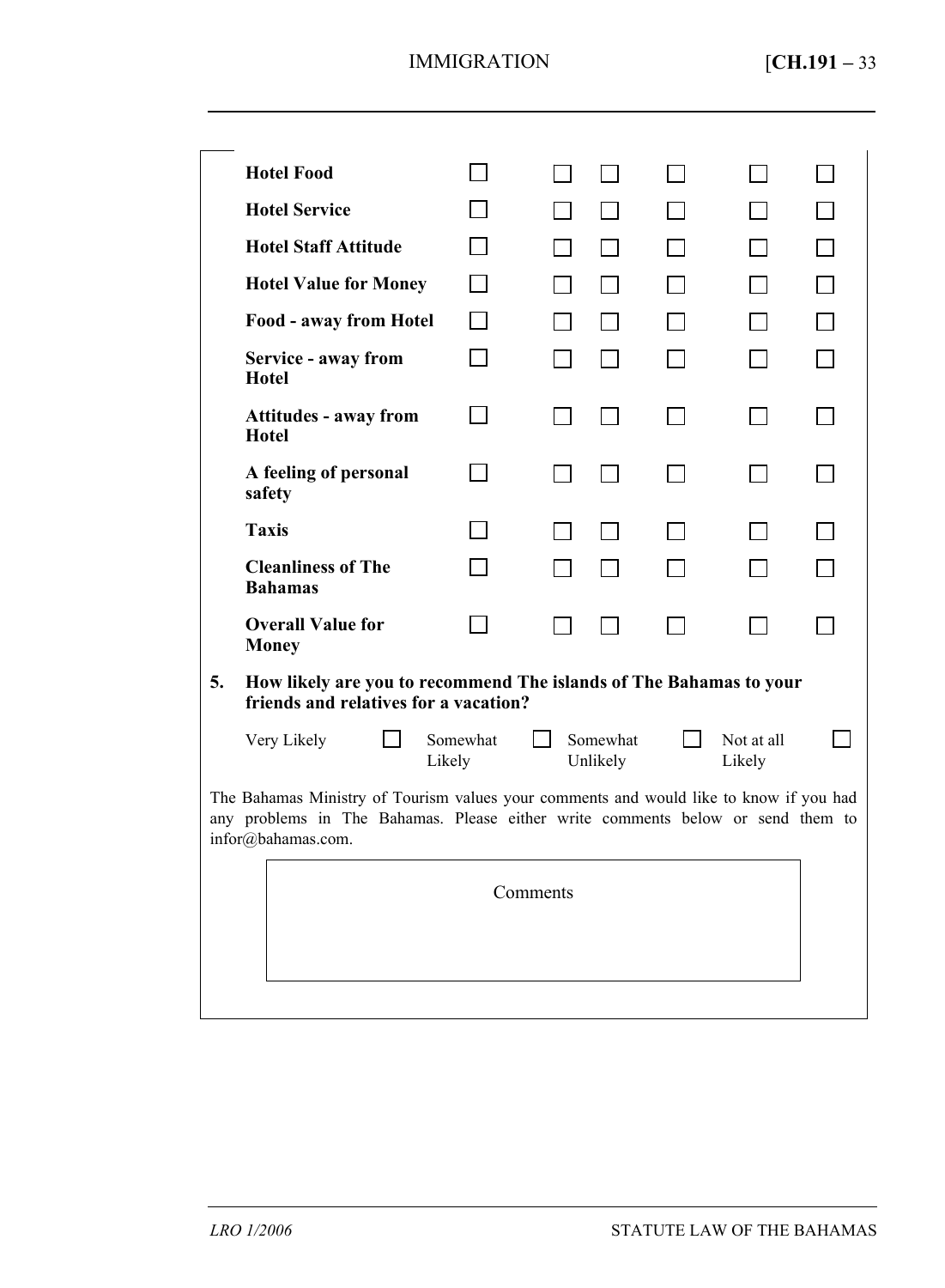| | | | | | | |
|---|---|---|---|---|---|---|
| **Hotel Food** | ☐ | ☐ | ☐ | ☐ | ☐ | ☐ |
| **Hotel Service** | ☐ | ☐ | ☐ | ☐ | ☐ | ☐ |
| **Hotel Staff Attitude** | ☐ | ☐ | ☐ | ☐ | ☐ | ☐ |
| **Hotel Value for Money** | ☐ | ☐ | ☐ | ☐ | ☐ | ☐ |
| **Food - away from Hotel** | ☐ | ☐ | ☐ | ☐ | ☐ | ☐ |
| **Service - away from Hotel** | ☐ | ☐ | ☐ | ☐ | ☐ | ☐ |
| **Attitudes - away from Hotel** | ☐ | ☐ | ☐ | ☐ | ☐ | ☐ |
| **A feeling of personal safety** | ☐ | ☐ | ☐ | ☐ | ☐ | ☐ |
| **Taxis** | ☐ | ☐ | ☐ | ☐ | ☐ | ☐ |
| **Cleanliness of The Bahamas** | ☐ | ☐ | ☐ | ☐ | ☐ | ☐ |
| **Overall Value for Money** | ☐ | ☐ | ☐ | ☐ | ☐ | ☐ |

**5. How likely are you to recommend The islands of The Bahamas to your friends and relatives for a vacation?**

Very Likely ☐ Somewhat Likely ☐ Somewhat Unlikely ☐ Not at all Likely ☐

The Bahamas Ministry of Tourism values your comments and would like to know if you had any problems in The Bahamas. Please either write comments below or send them to infor@bahamas.com.

| Comments |
|---|
| |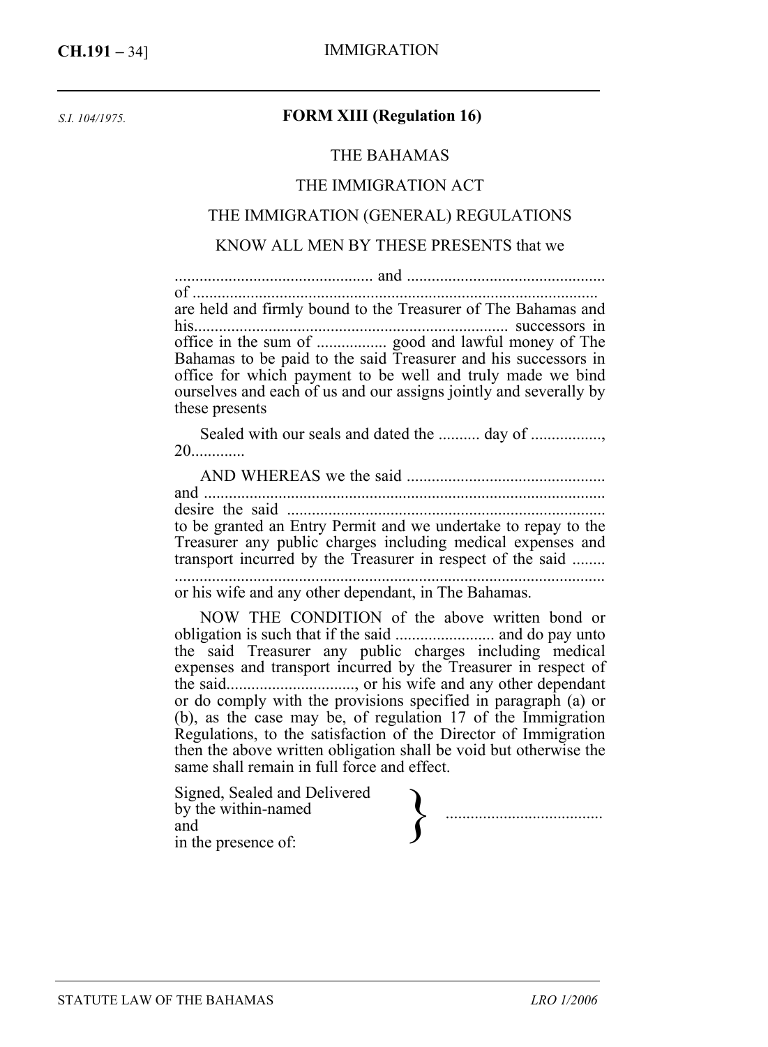*S.I. 104/1975.*

## FORM XIII (Regulation 16)

THE BAHAMAS

THE IMMIGRATION ACT

THE IMMIGRATION (GENERAL) REGULATIONS

KNOW ALL MEN BY THESE PRESENTS that we

............................................... and ...............................................
of .................................................................................................
are held and firmly bound to the Treasurer of The Bahamas and his........................................................................ successors in office in the sum of ................ good and lawful money of The Bahamas to be paid to the said Treasurer and his successors in office for which payment to be well and truly made we bind ourselves and each of us and our assigns jointly and severally by these presents

Sealed with our seals and dated the .......... day of ................, 20............

AND WHEREAS we the said ...............................................
and .................................................................................................
desire the said ............................................................................
to be granted an Entry Permit and we undertake to repay to the Treasurer any public charges including medical expenses and transport incurred by the Treasurer in respect of the said ........
.......................................................................................................
or his wife and any other dependant, in The Bahamas.

NOW THE CONDITION of the above written bond or obligation is such that if the said ........................ and do pay unto the said Treasurer any public charges including medical expenses and transport incurred by the Treasurer in respect of the said.............................., or his wife and any other dependant or do comply with the provisions specified in paragraph (a) or (b), as the case may be, of regulation 17 of the Immigration Regulations, to the satisfaction of the Director of Immigration then the above written obligation shall be void but otherwise the same shall remain in full force and effect.

Signed, Sealed and Delivered
by the within-named
and
in the presence of: } .....................................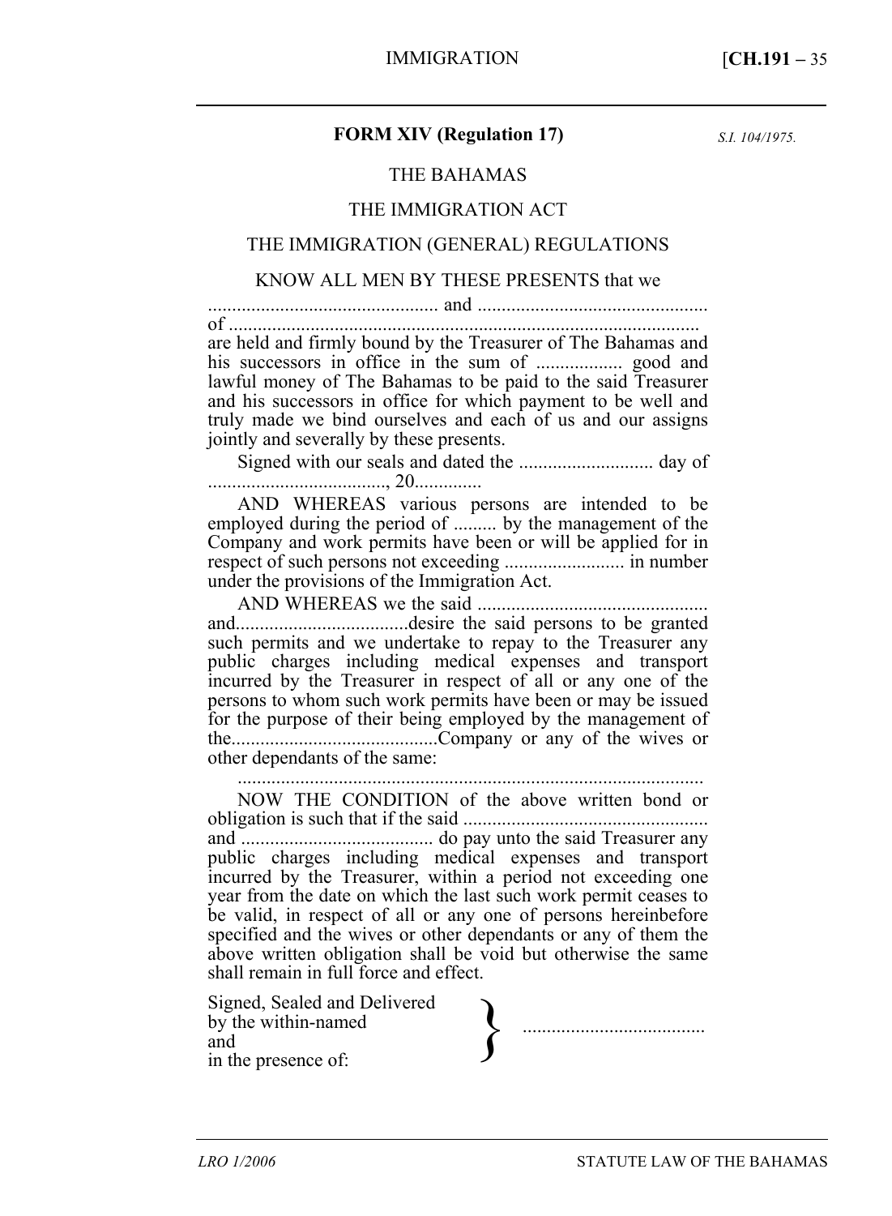**FORM XIV (Regulation 17)**

*S.I. 104/1975.*

THE BAHAMAS

THE IMMIGRATION ACT

THE IMMIGRATION (GENERAL) REGULATIONS

KNOW ALL MEN BY THESE PRESENTS that we ................................................ and ................................................ of .................................................................................................... are held and firmly bound by the Treasurer of The Bahamas and his successors in office in the sum of .................. good and lawful money of The Bahamas to be paid to the said Treasurer and his successors in office for which payment to be well and truly made we bind ourselves and each of us and our assigns jointly and severally by these presents.

Signed with our seals and dated the ............................ day of ....................................., 20..............

AND WHEREAS various persons are intended to be employed during the period of ......... by the management of the Company and work permits have been or will be applied for in respect of such persons not exceeding ......................... in number under the provisions of the Immigration Act.

AND WHEREAS we the said ................................................ and...................................desire the said persons to be granted such permits and we undertake to repay to the Treasurer any public charges including medical expenses and transport incurred by the Treasurer in respect of all or any one of the persons to whom such work permits have been or may be issued for the purpose of their being employed by the management of the..........................................Company or any of the wives or other dependants of the same:

..................................................................................................

NOW THE CONDITION of the above written bond or obligation is such that if the said .................................................. and ........................................ do pay unto the said Treasurer any public charges including medical expenses and transport incurred by the Treasurer, within a period not exceeding one year from the date on which the last such work permit ceases to be valid, in respect of all or any one of persons hereinbefore specified and the wives or other dependants or any of them the above written obligation shall be void but otherwise the same shall remain in full force and effect.

Signed, Sealed and Delivered
by the within-named
and
in the presence of: } .....................................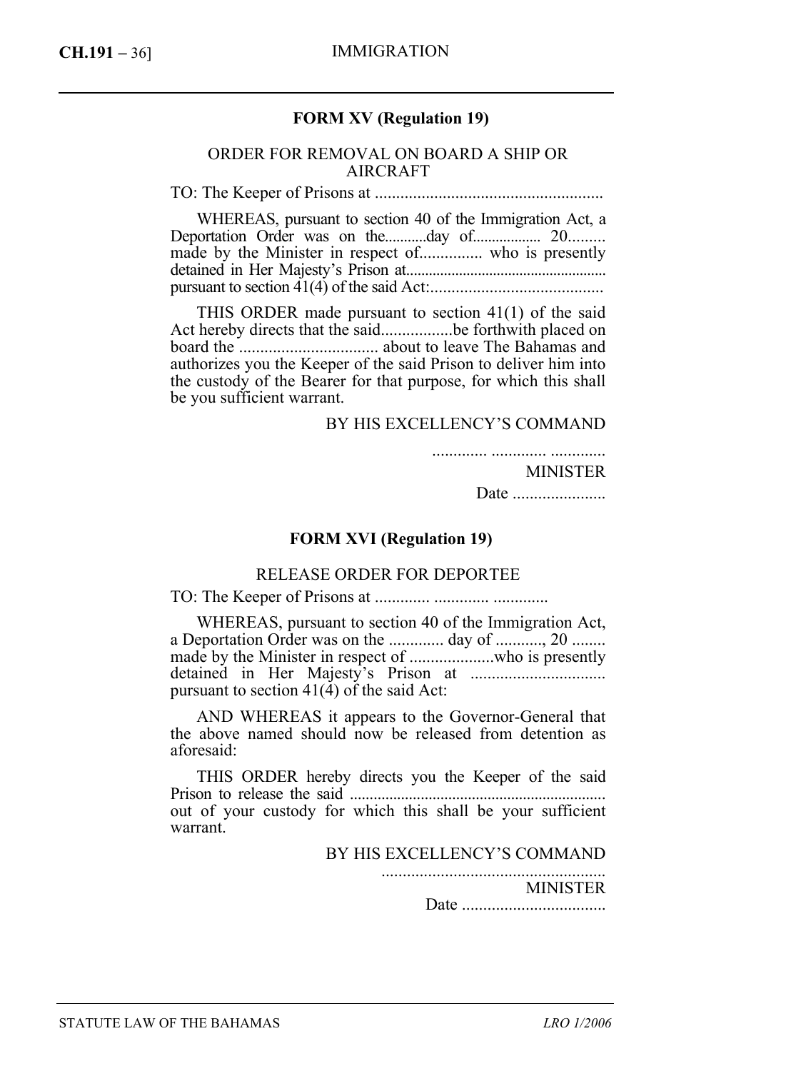## FORM XV (Regulation 19)

ORDER FOR REMOVAL ON BOARD A SHIP OR AIRCRAFT

TO: The Keeper of Prisons at ......................................................

WHEREAS, pursuant to section 40 of the Immigration Act, a Deportation Order was on the...........day of.................. 20......... made by the Minister in respect of............... who is presently detained in Her Majesty's Prison at.................................................... pursuant to section 41(4) of the said Act:.........................................

THIS ORDER made pursuant to section 41(1) of the said Act hereby directs that the said.................be forthwith placed on board the ................................. about to leave The Bahamas and authorizes you the Keeper of the said Prison to deliver him into the custody of the Bearer for that purpose, for which this shall be you sufficient warrant.

BY HIS EXCELLENCY'S COMMAND

............. ............. .............

MINISTER

Date ......................

## FORM XVI (Regulation 19)

RELEASE ORDER FOR DEPORTEE

TO: The Keeper of Prisons at ............. ............. .............

WHEREAS, pursuant to section 40 of the Immigration Act, a Deportation Order was on the ............. day of ..........., 20 ........ made by the Minister in respect of ....................who is presently detained in Her Majesty's Prison at ................................ pursuant to section 41(4) of the said Act:

AND WHEREAS it appears to the Governor-General that the above named should now be released from detention as aforesaid:

THIS ORDER hereby directs you the Keeper of the said Prison to release the said ................................................................. out of your custody for which this shall be your sufficient warrant.

BY HIS EXCELLENCY'S COMMAND

.....................................................

MINISTER

Date ..................................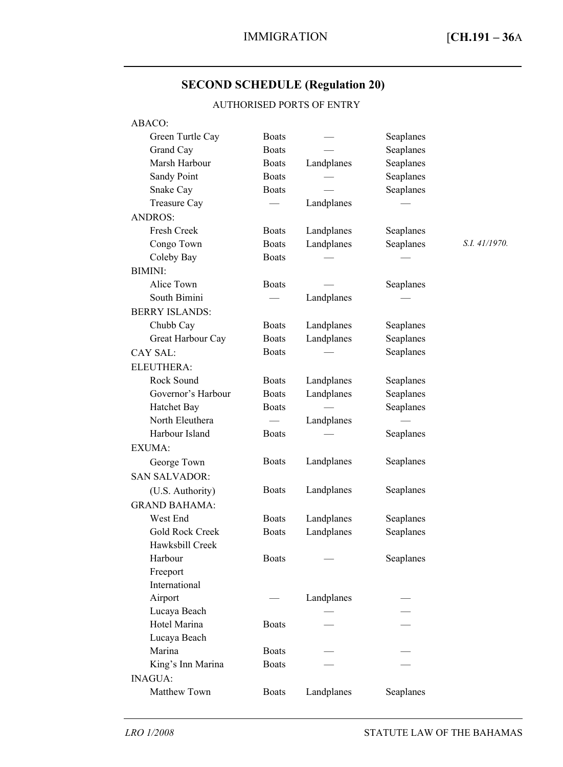## SECOND SCHEDULE (Regulation 20)

AUTHORISED PORTS OF ENTRY

| Port | Boats | Landplanes | Seaplanes | |
|---|---|---|---|---|
| **ABACO:** | | | | |
| Green Turtle Cay | Boats | — | Seaplanes | |
| Grand Cay | Boats | — | Seaplanes | |
| Marsh Harbour | Boats | Landplanes | Seaplanes | |
| Sandy Point | Boats | — | Seaplanes | |
| Snake Cay | Boats | — | Seaplanes | |
| Treasure Cay | — | Landplanes | — | |
| **ANDROS:** | | | | |
| Fresh Creek | Boats | Landplanes | Seaplanes | |
| Congo Town | Boats | Landplanes | Seaplanes | *S.I. 41/1970.* |
| Coleby Bay | Boats | — | — | |
| **BIMINI:** | | | | |
| Alice Town | Boats | — | Seaplanes | |
| South Bimini | — | Landplanes | — | |
| **BERRY ISLANDS:** | | | | |
| Chubb Cay | Boats | Landplanes | Seaplanes | |
| Great Harbour Cay | Boats | Landplanes | Seaplanes | |
| **CAY SAL:** | Boats | — | Seaplanes | |
| **ELEUTHERA:** | | | | |
| Rock Sound | Boats | Landplanes | Seaplanes | |
| Governor's Harbour | Boats | Landplanes | Seaplanes | |
| Hatchet Bay | Boats | — | Seaplanes | |
| North Eleuthera | — | Landplanes | — | |
| Harbour Island | Boats | — | Seaplanes | |
| **EXUMA:** | | | | |
| George Town | Boats | Landplanes | Seaplanes | |
| **SAN SALVADOR:** | | | | |
| (U.S. Authority) | Boats | Landplanes | Seaplanes | |
| **GRAND BAHAMA:** | | | | |
| West End | Boats | Landplanes | Seaplanes | |
| Gold Rock Creek | Boats | Landplanes | Seaplanes | |
| Hawksbill Creek Harbour | Boats | — | Seaplanes | |
| Freeport International Airport | — | Landplanes | — | |
| Lucaya Beach Hotel Marina | Boats | — | — | |
| Lucaya Beach Marina | Boats | — | — | |
| King's Inn Marina | Boats | — | — | |
| **INAGUA:** | | | | |
| Matthew Town | Boats | Landplanes | Seaplanes | |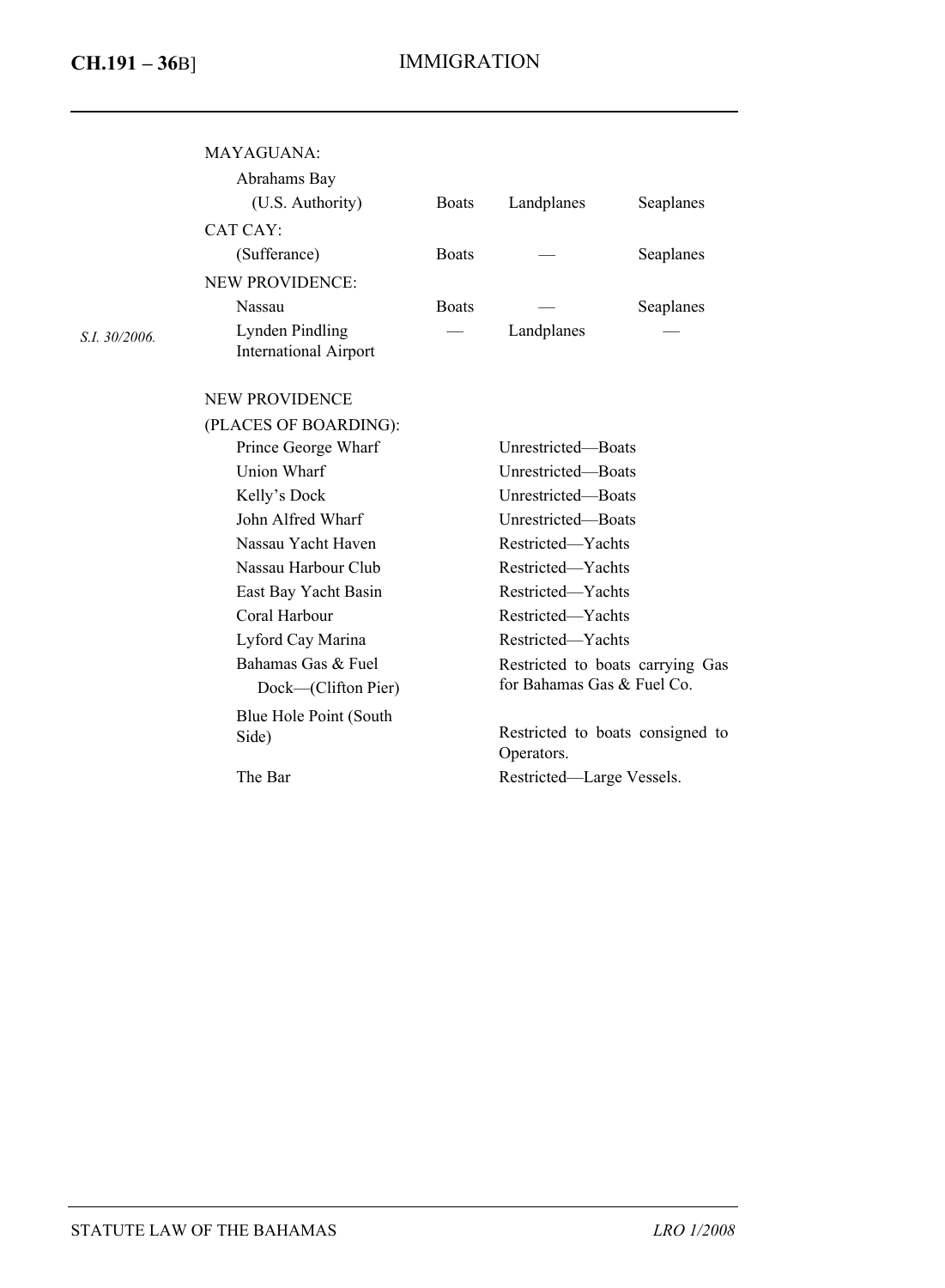| | | | |
|---|---|---|---|
| MAYAGUANA: | | | |
| Abrahams Bay (U.S. Authority) | Boats | Landplanes | Seaplanes |
| CAT CAY: | | | |
| (Sufferance) | Boats | — | Seaplanes |
| NEW PROVIDENCE: | | | |
| Nassau | Boats | — | Seaplanes |
| Lynden Pindling International Airport | — | Landplanes | — |

*S.I. 30/2006.*

| | |
|---|---|
| NEW PROVIDENCE (PLACES OF BOARDING): | |
| Prince George Wharf | Unrestricted—Boats |
| Union Wharf | Unrestricted—Boats |
| Kelly's Dock | Unrestricted—Boats |
| John Alfred Wharf | Unrestricted—Boats |
| Nassau Yacht Haven | Restricted—Yachts |
| Nassau Harbour Club | Restricted—Yachts |
| East Bay Yacht Basin | Restricted—Yachts |
| Coral Harbour | Restricted—Yachts |
| Lyford Cay Marina | Restricted—Yachts |
| Bahamas Gas & Fuel Dock—(Clifton Pier) | Restricted to boats carrying Gas for Bahamas Gas & Fuel Co. |
| Blue Hole Point (South Side) | Restricted to boats consigned to Operators. |
| The Bar | Restricted—Large Vessels. |